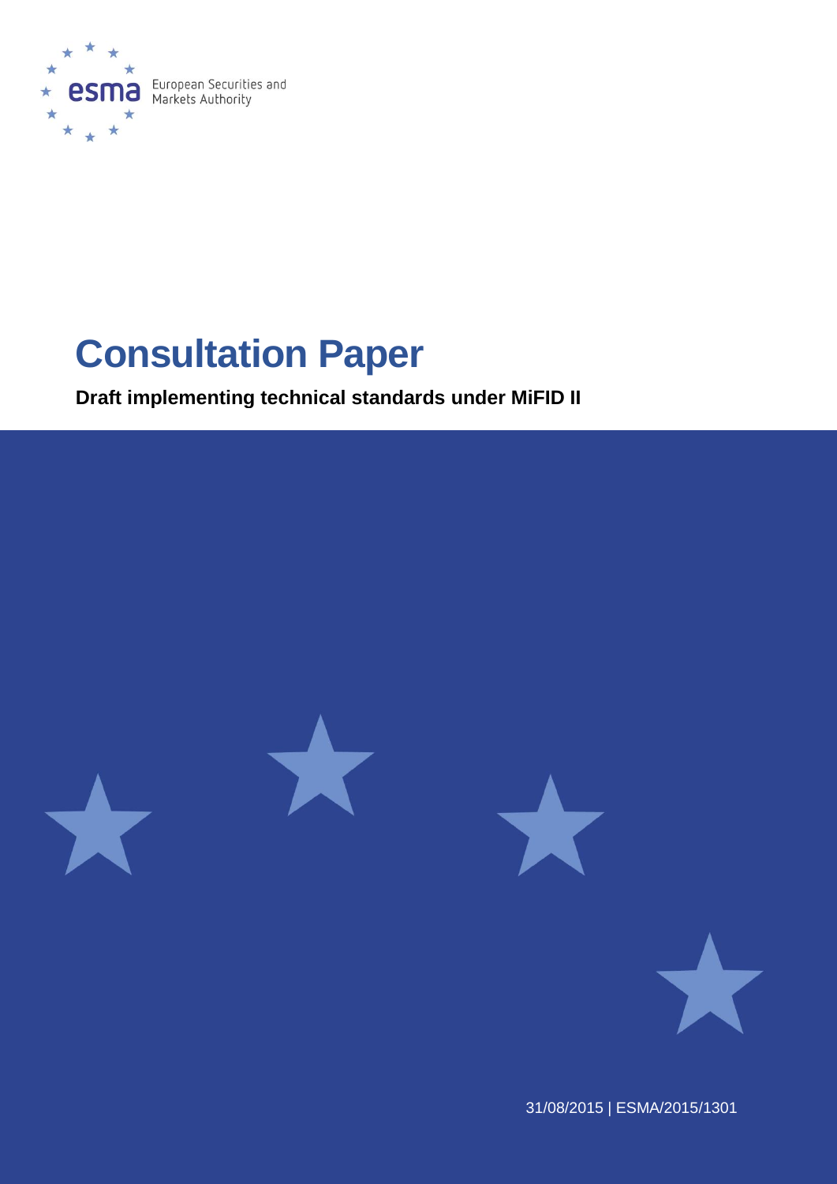European Securities and Markets Authority

# Consultation Paper

**Draft implementing technical standards under MiFID II**

31/08/2015 | ESMA/2015/1301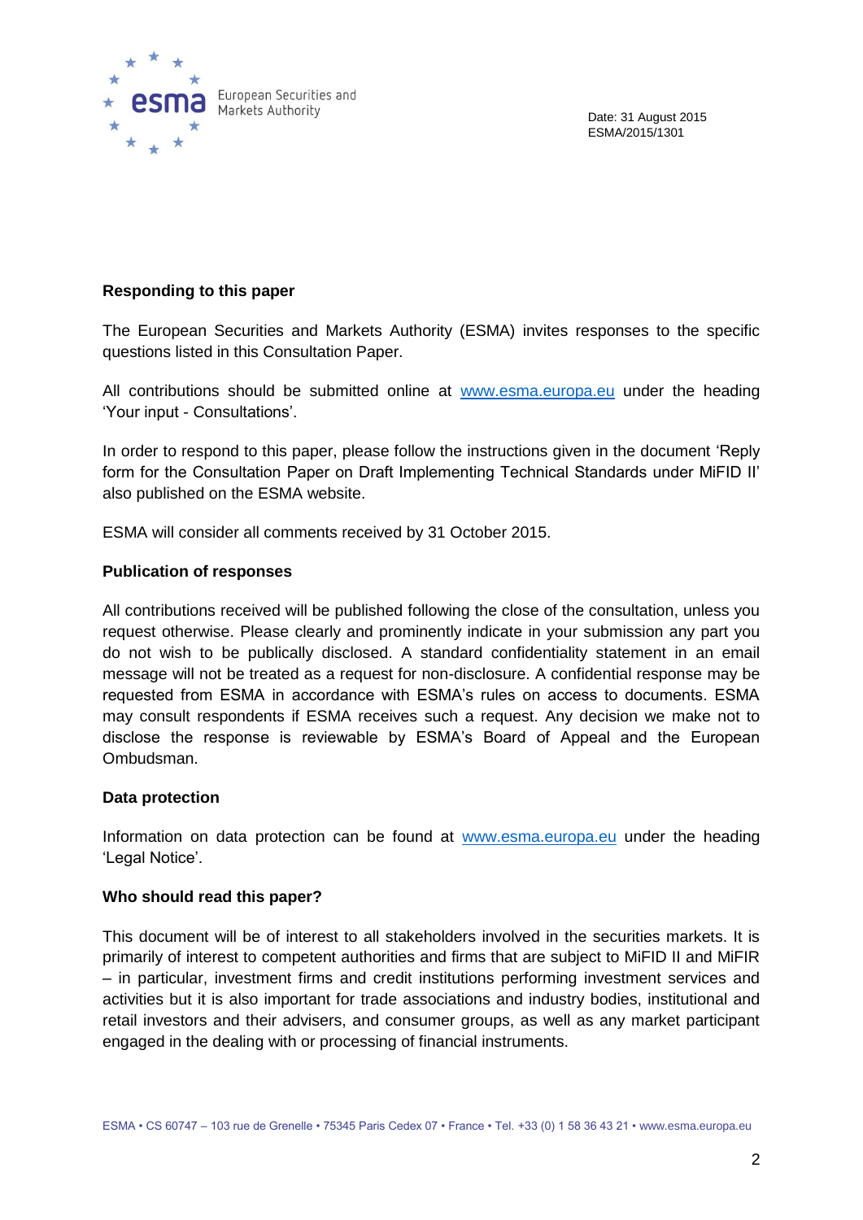Date: 31 August 2015
ESMA/2015/1301

**Responding to this paper**

The European Securities and Markets Authority (ESMA) invites responses to the specific questions listed in this Consultation Paper.

All contributions should be submitted online at www.esma.europa.eu under the heading 'Your input - Consultations'.

In order to respond to this paper, please follow the instructions given in the document 'Reply form for the Consultation Paper on Draft Implementing Technical Standards under MiFID II' also published on the ESMA website.

ESMA will consider all comments received by 31 October 2015.

**Publication of responses**

All contributions received will be published following the close of the consultation, unless you request otherwise. Please clearly and prominently indicate in your submission any part you do not wish to be publically disclosed. A standard confidentiality statement in an email message will not be treated as a request for non-disclosure. A confidential response may be requested from ESMA in accordance with ESMA's rules on access to documents. ESMA may consult respondents if ESMA receives such a request. Any decision we make not to disclose the response is reviewable by ESMA's Board of Appeal and the European Ombudsman.

**Data protection**

Information on data protection can be found at www.esma.europa.eu under the heading 'Legal Notice'.

**Who should read this paper?**

This document will be of interest to all stakeholders involved in the securities markets. It is primarily of interest to competent authorities and firms that are subject to MiFID II and MiFIR – in particular, investment firms and credit institutions performing investment services and activities but it is also important for trade associations and industry bodies, institutional and retail investors and their advisers, and consumer groups, as well as any market participant engaged in the dealing with or processing of financial instruments.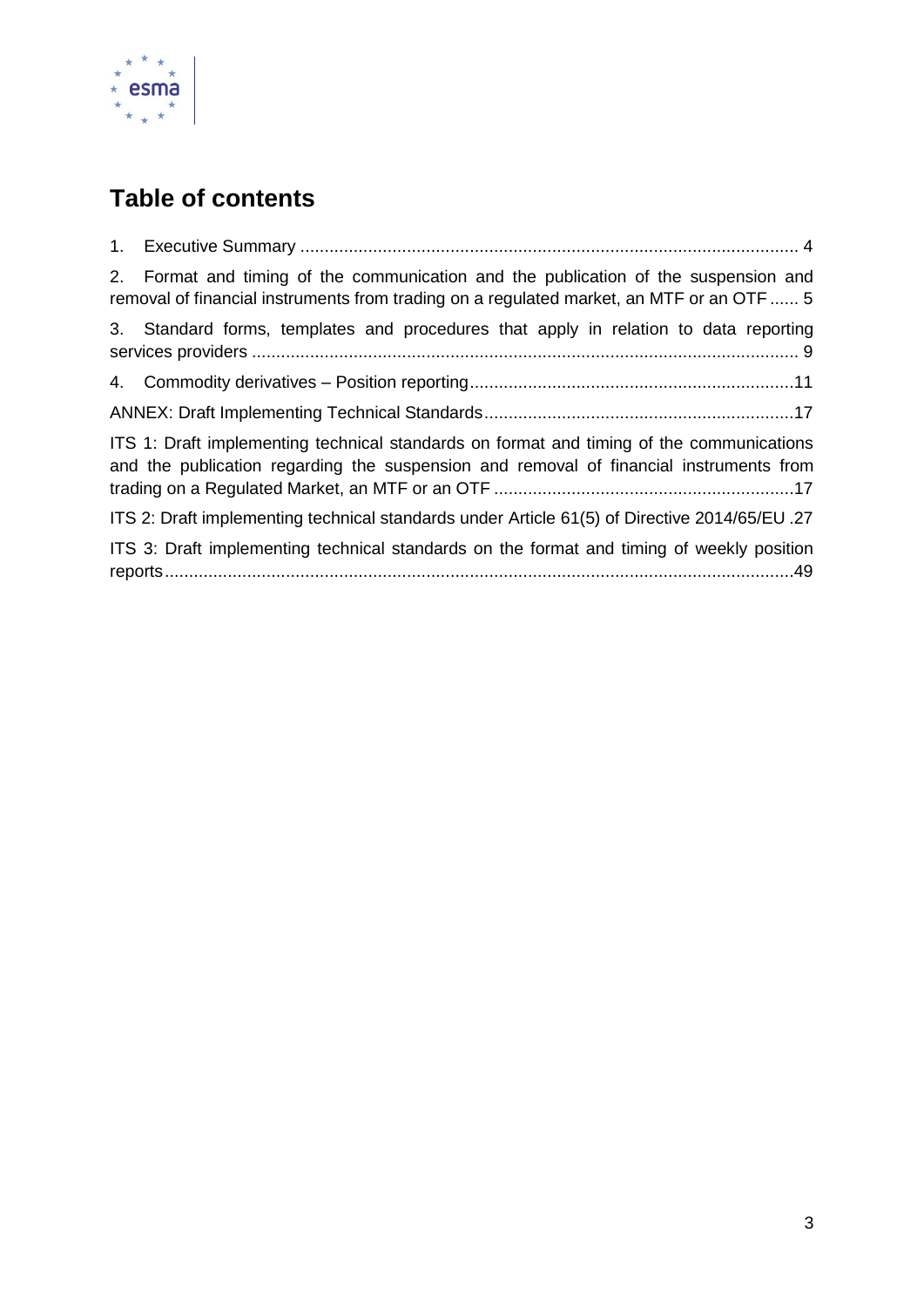# Table of contents

1. Executive Summary ..................................................................................................... 4

2. Format and timing of the communication and the publication of the suspension and removal of financial instruments from trading on a regulated market, an MTF or an OTF ...... 5

3. Standard forms, templates and procedures that apply in relation to data reporting services providers ............................................................................................................... 9

4. Commodity derivatives – Position reporting..................................................................11

ANNEX: Draft Implementing Technical Standards...............................................................17

ITS 1: Draft implementing technical standards on format and timing of the communications and the publication regarding the suspension and removal of financial instruments from trading on a Regulated Market, an MTF or an OTF .............................................................17

ITS 2: Draft implementing technical standards under Article 61(5) of Directive 2014/65/EU .27

ITS 3: Draft implementing technical standards on the format and timing of weekly position reports................................................................................................................................49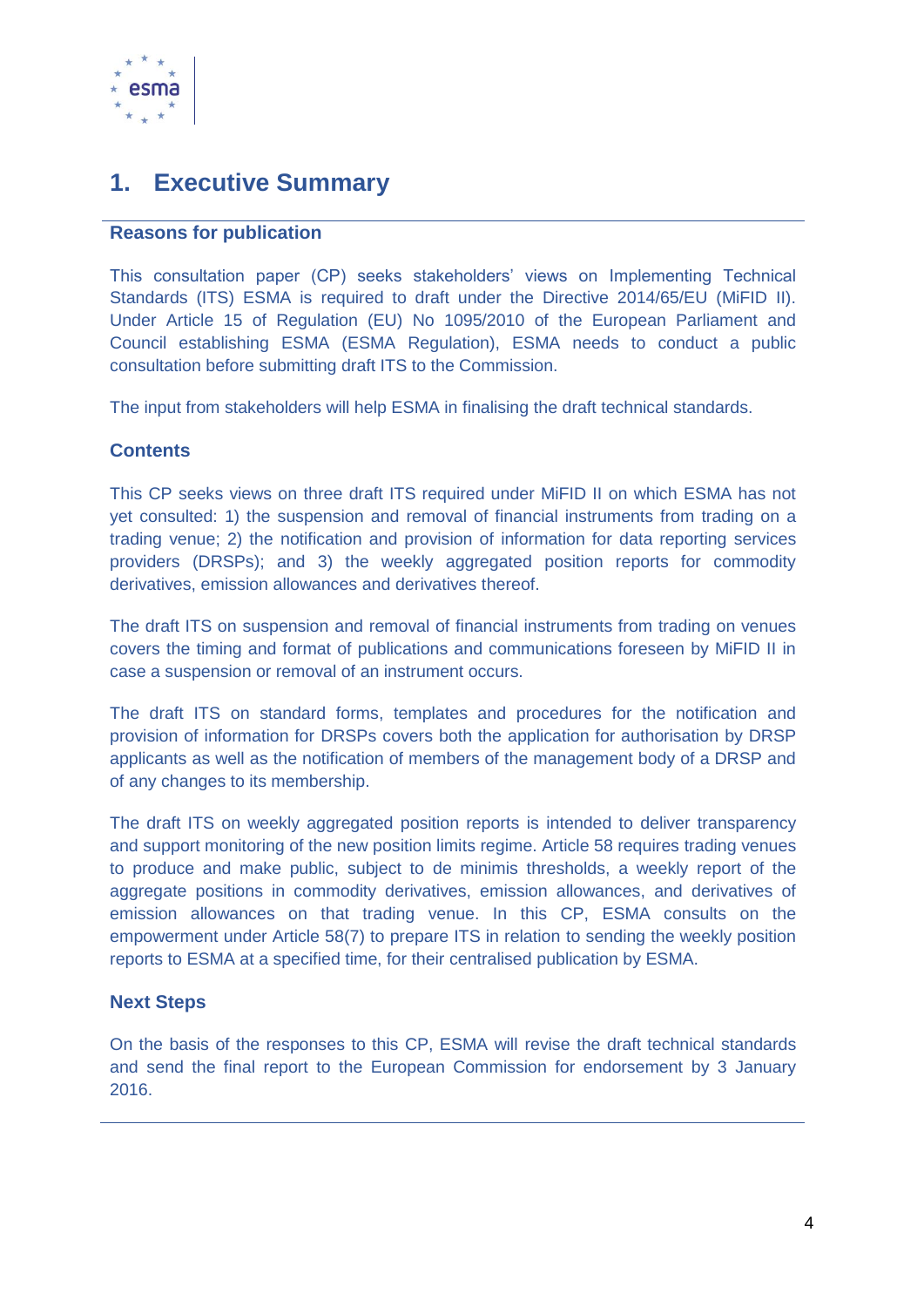# 1. Executive Summary

**Reasons for publication**

This consultation paper (CP) seeks stakeholders' views on Implementing Technical Standards (ITS) ESMA is required to draft under the Directive 2014/65/EU (MiFID II). Under Article 15 of Regulation (EU) No 1095/2010 of the European Parliament and Council establishing ESMA (ESMA Regulation), ESMA needs to conduct a public consultation before submitting draft ITS to the Commission.

The input from stakeholders will help ESMA in finalising the draft technical standards.

**Contents**

This CP seeks views on three draft ITS required under MiFID II on which ESMA has not yet consulted: 1) the suspension and removal of financial instruments from trading on a trading venue; 2) the notification and provision of information for data reporting services providers (DRSPs); and 3) the weekly aggregated position reports for commodity derivatives, emission allowances and derivatives thereof.

The draft ITS on suspension and removal of financial instruments from trading on venues covers the timing and format of publications and communications foreseen by MiFID II in case a suspension or removal of an instrument occurs.

The draft ITS on standard forms, templates and procedures for the notification and provision of information for DRSPs covers both the application for authorisation by DRSP applicants as well as the notification of members of the management body of a DRSP and of any changes to its membership.

The draft ITS on weekly aggregated position reports is intended to deliver transparency and support monitoring of the new position limits regime. Article 58 requires trading venues to produce and make public, subject to de minimis thresholds, a weekly report of the aggregate positions in commodity derivatives, emission allowances, and derivatives of emission allowances on that trading venue. In this CP, ESMA consults on the empowerment under Article 58(7) to prepare ITS in relation to sending the weekly position reports to ESMA at a specified time, for their centralised publication by ESMA.

**Next Steps**

On the basis of the responses to this CP, ESMA will revise the draft technical standards and send the final report to the European Commission for endorsement by 3 January 2016.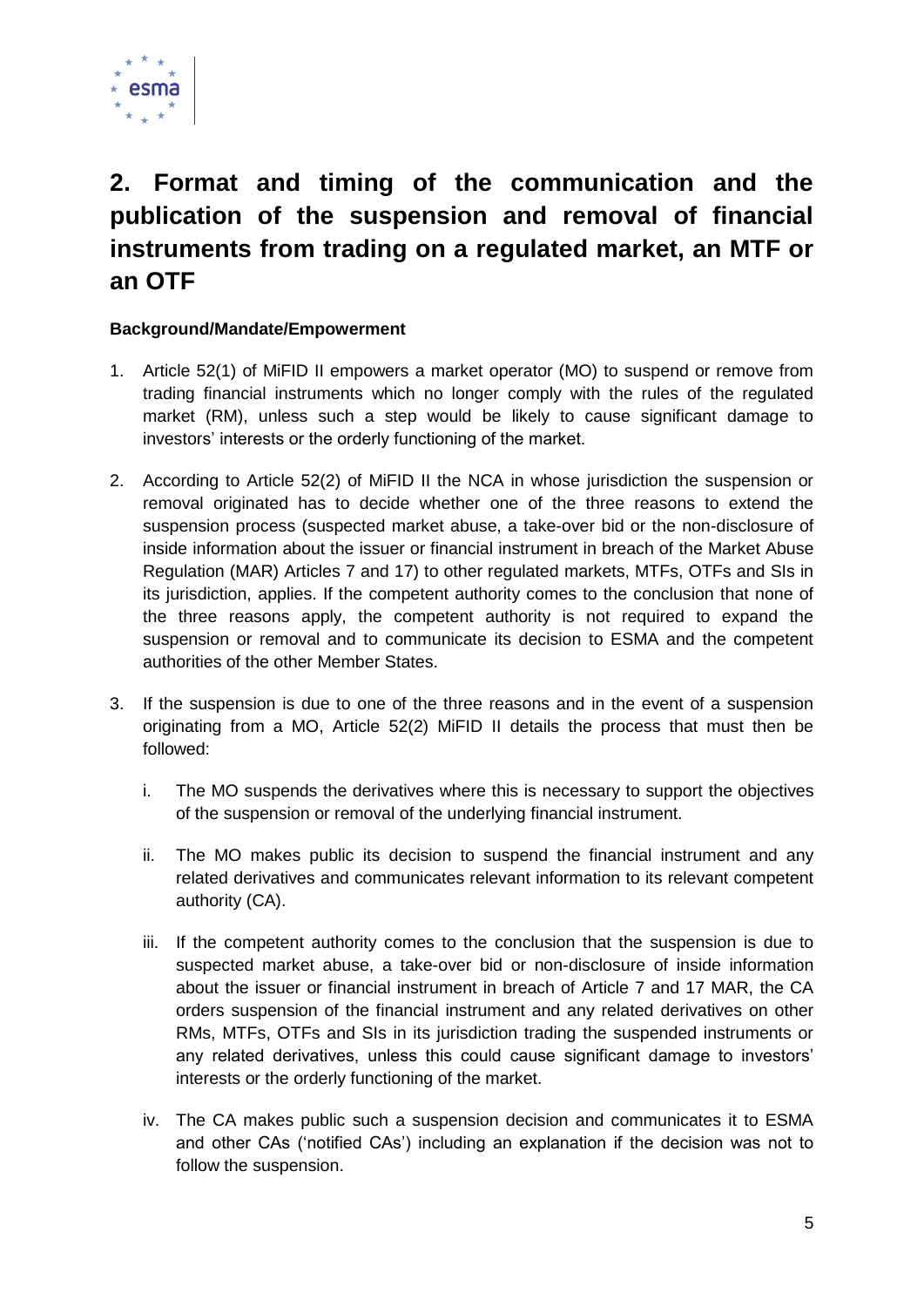## 2. Format and timing of the communication and the publication of the suspension and removal of financial instruments from trading on a regulated market, an MTF or an OTF

**Background/Mandate/Empowerment**

1. Article 52(1) of MiFID II empowers a market operator (MO) to suspend or remove from trading financial instruments which no longer comply with the rules of the regulated market (RM), unless such a step would be likely to cause significant damage to investors' interests or the orderly functioning of the market.

2. According to Article 52(2) of MiFID II the NCA in whose jurisdiction the suspension or removal originated has to decide whether one of the three reasons to extend the suspension process (suspected market abuse, a take-over bid or the non-disclosure of inside information about the issuer or financial instrument in breach of the Market Abuse Regulation (MAR) Articles 7 and 17) to other regulated markets, MTFs, OTFs and SIs in its jurisdiction, applies. If the competent authority comes to the conclusion that none of the three reasons apply, the competent authority is not required to expand the suspension or removal and to communicate its decision to ESMA and the competent authorities of the other Member States.

3. If the suspension is due to one of the three reasons and in the event of a suspension originating from a MO, Article 52(2) MiFID II details the process that must then be followed:

   i. The MO suspends the derivatives where this is necessary to support the objectives of the suspension or removal of the underlying financial instrument.

   ii. The MO makes public its decision to suspend the financial instrument and any related derivatives and communicates relevant information to its relevant competent authority (CA).

   iii. If the competent authority comes to the conclusion that the suspension is due to suspected market abuse, a take-over bid or non-disclosure of inside information about the issuer or financial instrument in breach of Article 7 and 17 MAR, the CA orders suspension of the financial instrument and any related derivatives on other RMs, MTFs, OTFs and SIs in its jurisdiction trading the suspended instruments or any related derivatives, unless this could cause significant damage to investors' interests or the orderly functioning of the market.

   iv. The CA makes public such a suspension decision and communicates it to ESMA and other CAs ('notified CAs') including an explanation if the decision was not to follow the suspension.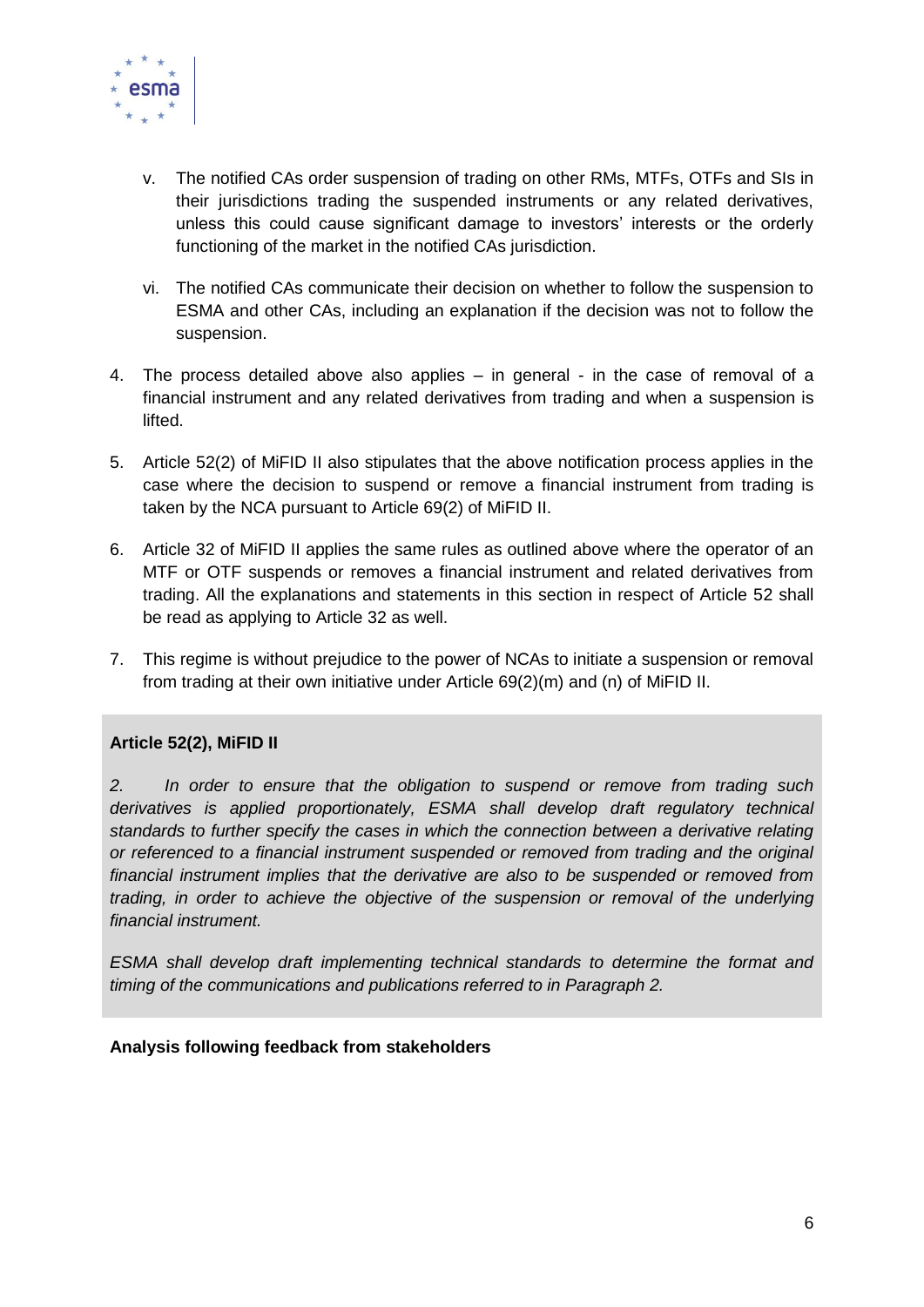v. The notified CAs order suspension of trading on other RMs, MTFs, OTFs and SIs in their jurisdictions trading the suspended instruments or any related derivatives, unless this could cause significant damage to investors' interests or the orderly functioning of the market in the notified CAs jurisdiction.

vi. The notified CAs communicate their decision on whether to follow the suspension to ESMA and other CAs, including an explanation if the decision was not to follow the suspension.

4. The process detailed above also applies – in general - in the case of removal of a financial instrument and any related derivatives from trading and when a suspension is lifted.

5. Article 52(2) of MiFID II also stipulates that the above notification process applies in the case where the decision to suspend or remove a financial instrument from trading is taken by the NCA pursuant to Article 69(2) of MiFID II.

6. Article 32 of MiFID II applies the same rules as outlined above where the operator of an MTF or OTF suspends or removes a financial instrument and related derivatives from trading. All the explanations and statements in this section in respect of Article 52 shall be read as applying to Article 32 as well.

7. This regime is without prejudice to the power of NCAs to initiate a suspension or removal from trading at their own initiative under Article 69(2)(m) and (n) of MiFID II.

**Article 52(2), MiFID II**

*2. In order to ensure that the obligation to suspend or remove from trading such derivatives is applied proportionately, ESMA shall develop draft regulatory technical standards to further specify the cases in which the connection between a derivative relating or referenced to a financial instrument suspended or removed from trading and the original financial instrument implies that the derivative are also to be suspended or removed from trading, in order to achieve the objective of the suspension or removal of the underlying financial instrument.*

*ESMA shall develop draft implementing technical standards to determine the format and timing of the communications and publications referred to in Paragraph 2.*

**Analysis following feedback from stakeholders**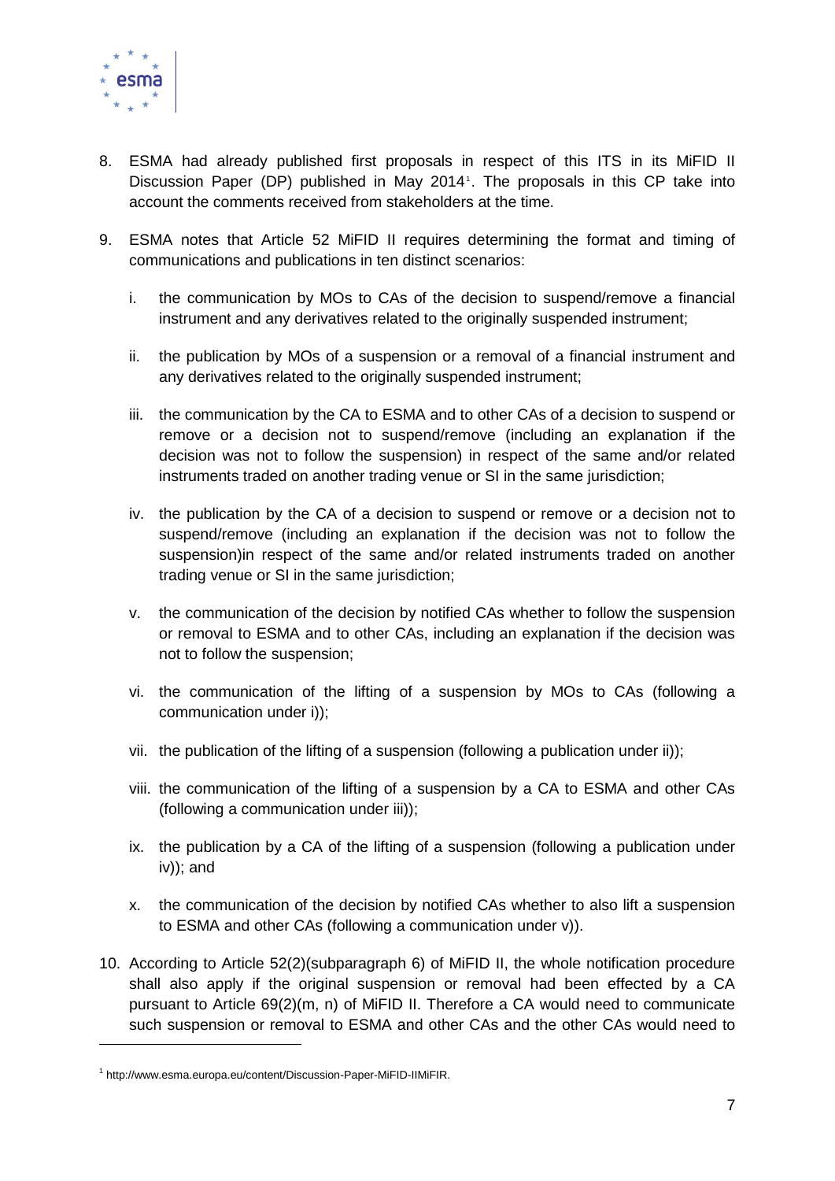8. ESMA had already published first proposals in respect of this ITS in its MiFID II Discussion Paper (DP) published in May 2014[1]. The proposals in this CP take into account the comments received from stakeholders at the time.

9. ESMA notes that Article 52 MiFID II requires determining the format and timing of communications and publications in ten distinct scenarios:

   i. the communication by MOs to CAs of the decision to suspend/remove a financial instrument and any derivatives related to the originally suspended instrument;

   ii. the publication by MOs of a suspension or a removal of a financial instrument and any derivatives related to the originally suspended instrument;

   iii. the communication by the CA to ESMA and to other CAs of a decision to suspend or remove or a decision not to suspend/remove (including an explanation if the decision was not to follow the suspension) in respect of the same and/or related instruments traded on another trading venue or SI in the same jurisdiction;

   iv. the publication by the CA of a decision to suspend or remove or a decision not to suspend/remove (including an explanation if the decision was not to follow the suspension)in respect of the same and/or related instruments traded on another trading venue or SI in the same jurisdiction;

   v. the communication of the decision by notified CAs whether to follow the suspension or removal to ESMA and to other CAs, including an explanation if the decision was not to follow the suspension;

   vi. the communication of the lifting of a suspension by MOs to CAs (following a communication under i));

   vii. the publication of the lifting of a suspension (following a publication under ii));

   viii. the communication of the lifting of a suspension by a CA to ESMA and other CAs (following a communication under iii));

   ix. the publication by a CA of the lifting of a suspension (following a publication under iv)); and

   x. the communication of the decision by notified CAs whether to also lift a suspension to ESMA and other CAs (following a communication under v)).

10. According to Article 52(2)(subparagraph 6) of MiFID II, the whole notification procedure shall also apply if the original suspension or removal had been effected by a CA pursuant to Article 69(2)(m, n) of MiFID II. Therefore a CA would need to communicate such suspension or removal to ESMA and other CAs and the other CAs would need to

[1] http://www.esma.europa.eu/content/Discussion-Paper-MiFID-IIMiFIR.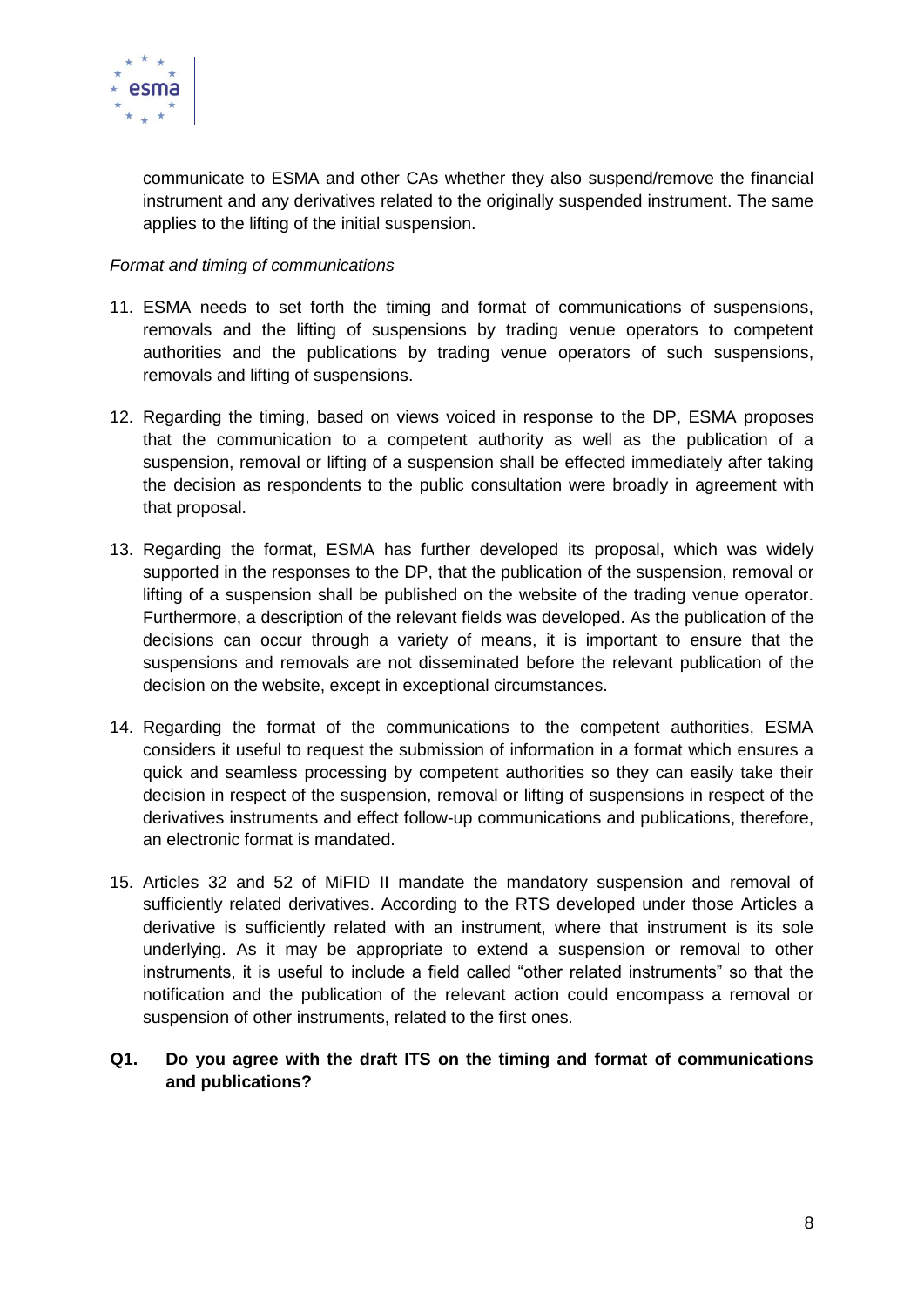communicate to ESMA and other CAs whether they also suspend/remove the financial instrument and any derivatives related to the originally suspended instrument. The same applies to the lifting of the initial suspension.

*Format and timing of communications*

11. ESMA needs to set forth the timing and format of communications of suspensions, removals and the lifting of suspensions by trading venue operators to competent authorities and the publications by trading venue operators of such suspensions, removals and lifting of suspensions.

12. Regarding the timing, based on views voiced in response to the DP, ESMA proposes that the communication to a competent authority as well as the publication of a suspension, removal or lifting of a suspension shall be effected immediately after taking the decision as respondents to the public consultation were broadly in agreement with that proposal.

13. Regarding the format, ESMA has further developed its proposal, which was widely supported in the responses to the DP, that the publication of the suspension, removal or lifting of a suspension shall be published on the website of the trading venue operator. Furthermore, a description of the relevant fields was developed. As the publication of the decisions can occur through a variety of means, it is important to ensure that the suspensions and removals are not disseminated before the relevant publication of the decision on the website, except in exceptional circumstances.

14. Regarding the format of the communications to the competent authorities, ESMA considers it useful to request the submission of information in a format which ensures a quick and seamless processing by competent authorities so they can easily take their decision in respect of the suspension, removal or lifting of suspensions in respect of the derivatives instruments and effect follow-up communications and publications, therefore, an electronic format is mandated.

15. Articles 32 and 52 of MiFID II mandate the mandatory suspension and removal of sufficiently related derivatives. According to the RTS developed under those Articles a derivative is sufficiently related with an instrument, where that instrument is its sole underlying. As it may be appropriate to extend a suspension or removal to other instruments, it is useful to include a field called "other related instruments" so that the notification and the publication of the relevant action could encompass a removal or suspension of other instruments, related to the first ones.

**Q1. Do you agree with the draft ITS on the timing and format of communications and publications?**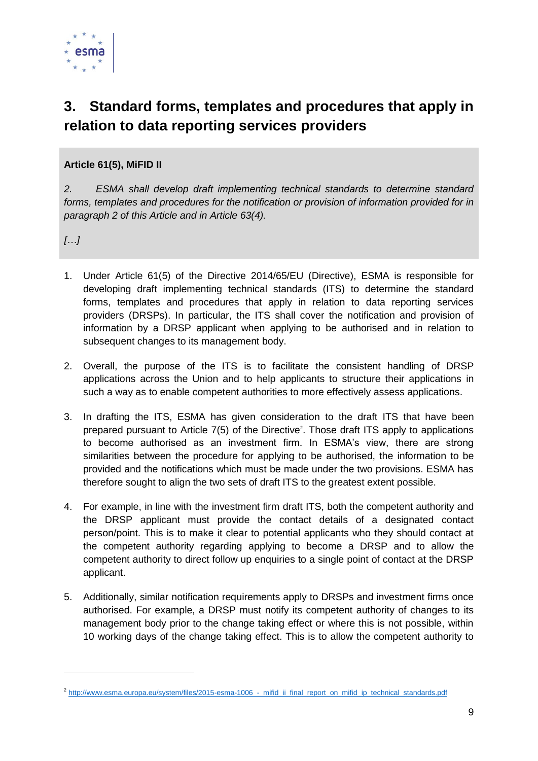## 3. Standard forms, templates and procedures that apply in relation to data reporting services providers

**Article 61(5), MiFID II**

*2. ESMA shall develop draft implementing technical standards to determine standard forms, templates and procedures for the notification or provision of information provided for in paragraph 2 of this Article and in Article 63(4).*

*[…]*

1. Under Article 61(5) of the Directive 2014/65/EU (Directive), ESMA is responsible for developing draft implementing technical standards (ITS) to determine the standard forms, templates and procedures that apply in relation to data reporting services providers (DRSPs). In particular, the ITS shall cover the notification and provision of information by a DRSP applicant when applying to be authorised and in relation to subsequent changes to its management body.

2. Overall, the purpose of the ITS is to facilitate the consistent handling of DRSP applications across the Union and to help applicants to structure their applications in such a way as to enable competent authorities to more effectively assess applications.

3. In drafting the ITS, ESMA has given consideration to the draft ITS that have been prepared pursuant to Article 7(5) of the Directive[2]. Those draft ITS apply to applications to become authorised as an investment firm. In ESMA's view, there are strong similarities between the procedure for applying to be authorised, the information to be provided and the notifications which must be made under the two provisions. ESMA has therefore sought to align the two sets of draft ITS to the greatest extent possible.

4. For example, in line with the investment firm draft ITS, both the competent authority and the DRSP applicant must provide the contact details of a designated contact person/point. This is to make it clear to potential applicants who they should contact at the competent authority regarding applying to become a DRSP and to allow the competent authority to direct follow up enquiries to a single point of contact at the DRSP applicant.

5. Additionally, similar notification requirements apply to DRSPs and investment firms once authorised. For example, a DRSP must notify its competent authority of changes to its management body prior to the change taking effect or where this is not possible, within 10 working days of the change taking effect. This is to allow the competent authority to

[2] http://www.esma.europa.eu/system/files/2015-esma-1006_-_mifid_ii_final_report_on_mifid_ip_technical_standards.pdf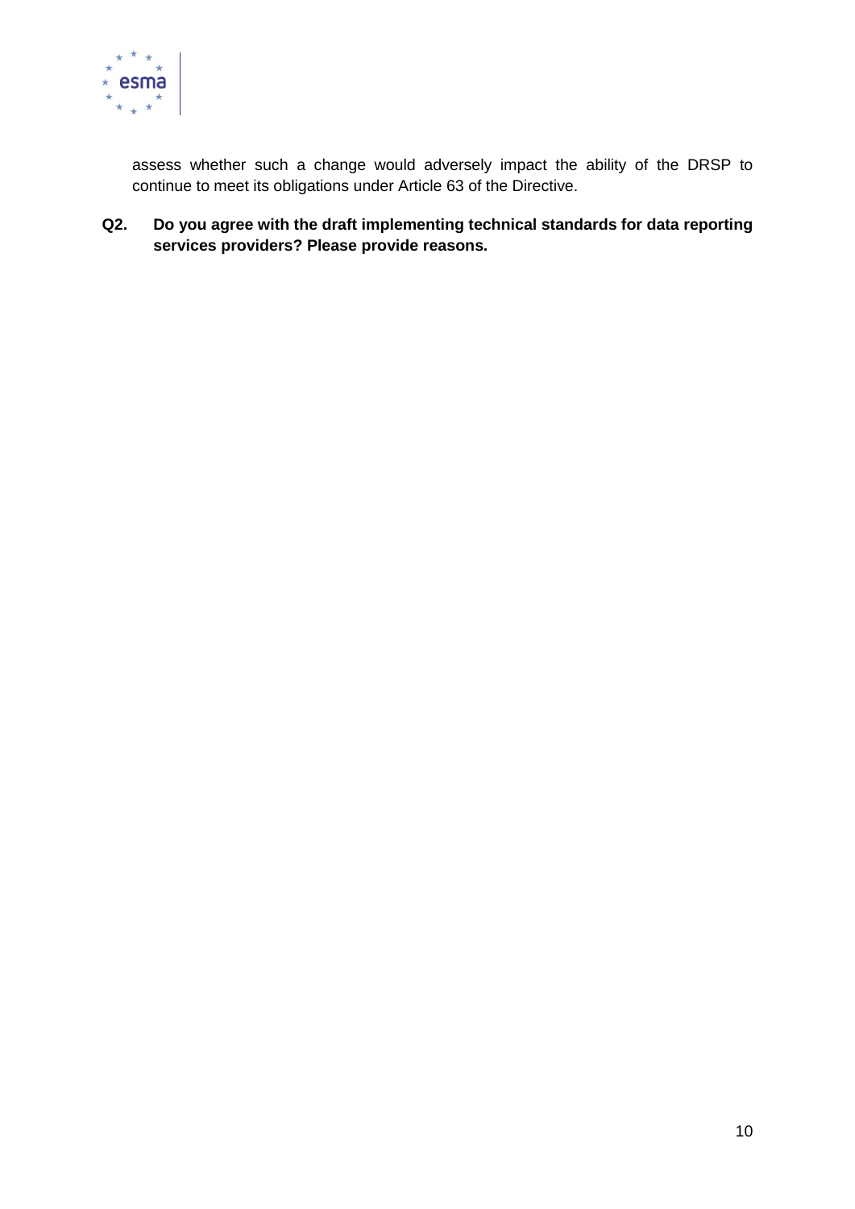assess whether such a change would adversely impact the ability of the DRSP to continue to meet its obligations under Article 63 of the Directive.

**Q2. Do you agree with the draft implementing technical standards for data reporting services providers? Please provide reasons.**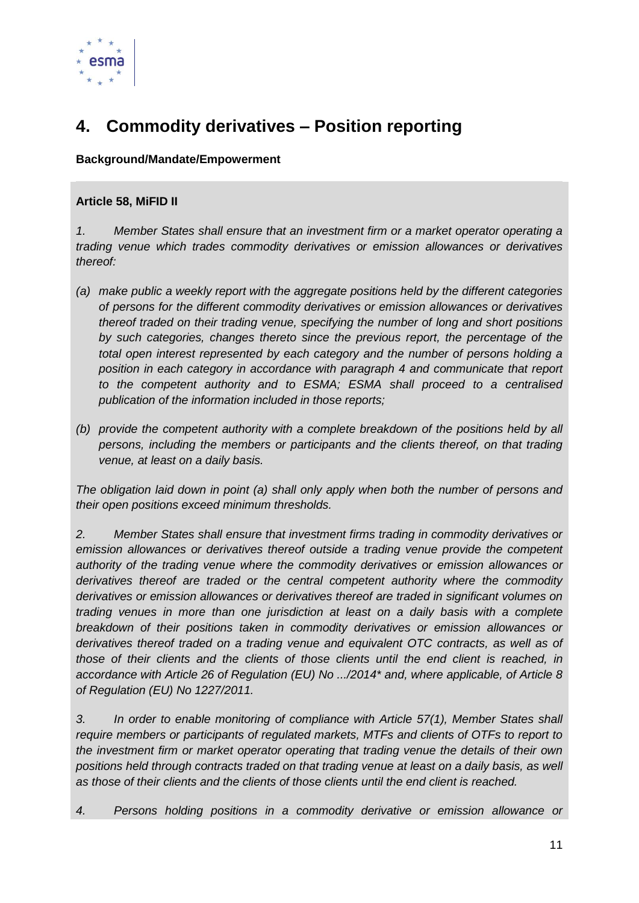## 4. Commodity derivatives – Position reporting

**Background/Mandate/Empowerment**

**Article 58, MiFID II**

*1. Member States shall ensure that an investment firm or a market operator operating a trading venue which trades commodity derivatives or emission allowances or derivatives thereof:*

*(a) make public a weekly report with the aggregate positions held by the different categories of persons for the different commodity derivatives or emission allowances or derivatives thereof traded on their trading venue, specifying the number of long and short positions by such categories, changes thereto since the previous report, the percentage of the total open interest represented by each category and the number of persons holding a position in each category in accordance with paragraph 4 and communicate that report to the competent authority and to ESMA; ESMA shall proceed to a centralised publication of the information included in those reports;*

*(b) provide the competent authority with a complete breakdown of the positions held by all persons, including the members or participants and the clients thereof, on that trading venue, at least on a daily basis.*

*The obligation laid down in point (a) shall only apply when both the number of persons and their open positions exceed minimum thresholds.*

*2. Member States shall ensure that investment firms trading in commodity derivatives or emission allowances or derivatives thereof outside a trading venue provide the competent authority of the trading venue where the commodity derivatives or emission allowances or derivatives thereof are traded or the central competent authority where the commodity derivatives or emission allowances or derivatives thereof are traded in significant volumes on trading venues in more than one jurisdiction at least on a daily basis with a complete breakdown of their positions taken in commodity derivatives or emission allowances or derivatives thereof traded on a trading venue and equivalent OTC contracts, as well as of those of their clients and the clients of those clients until the end client is reached, in accordance with Article 26 of Regulation (EU) No .../2014\* and, where applicable, of Article 8 of Regulation (EU) No 1227/2011.*

*3. In order to enable monitoring of compliance with Article 57(1), Member States shall require members or participants of regulated markets, MTFs and clients of OTFs to report to the investment firm or market operator operating that trading venue the details of their own positions held through contracts traded on that trading venue at least on a daily basis, as well as those of their clients and the clients of those clients until the end client is reached.*

*4. Persons holding positions in a commodity derivative or emission allowance or*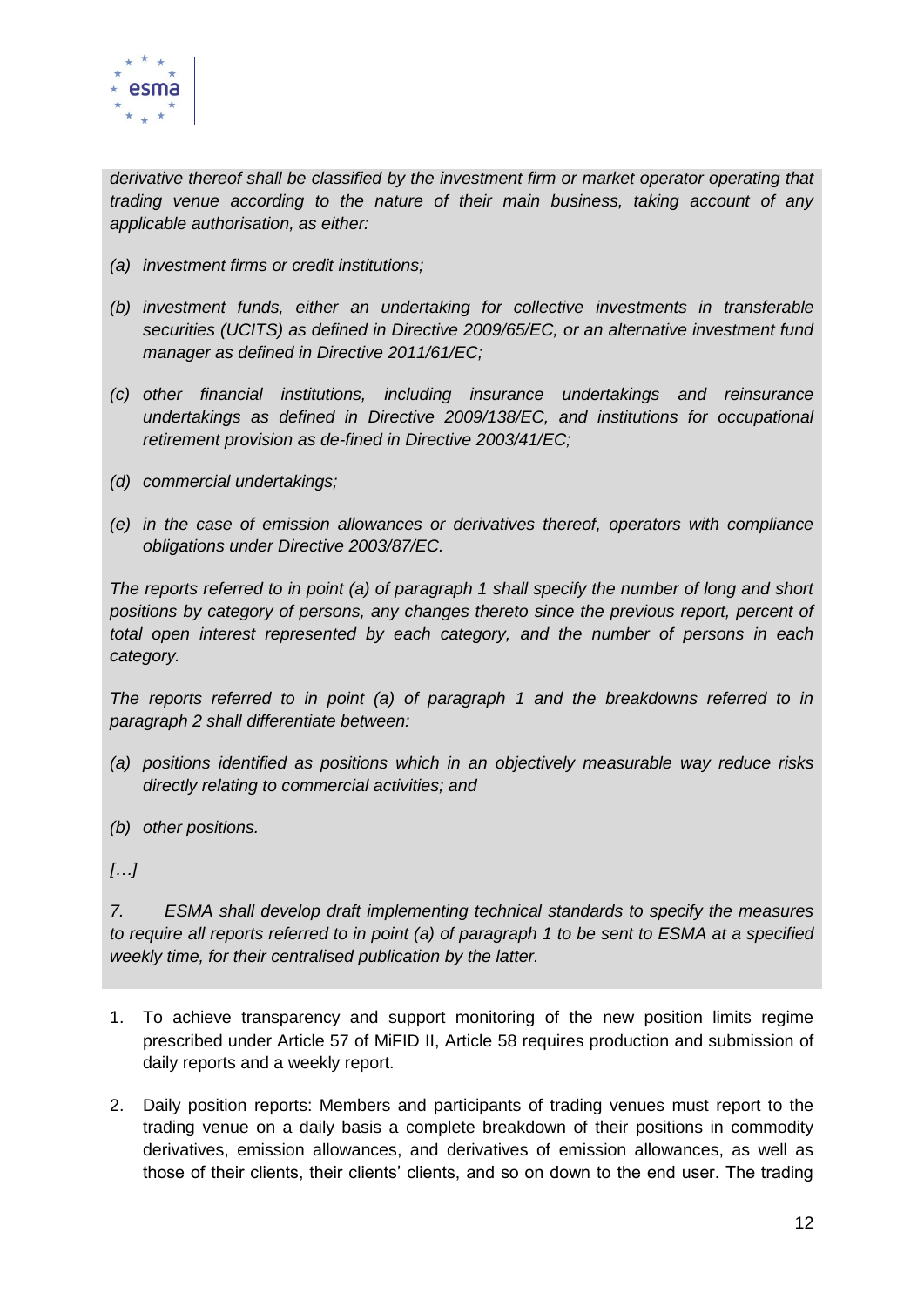*derivative thereof shall be classified by the investment firm or market operator operating that trading venue according to the nature of their main business, taking account of any applicable authorisation, as either:*

*(a) investment firms or credit institutions;*

*(b) investment funds, either an undertaking for collective investments in transferable securities (UCITS) as defined in Directive 2009/65/EC, or an alternative investment fund manager as defined in Directive 2011/61/EC;*

*(c) other financial institutions, including insurance undertakings and reinsurance undertakings as defined in Directive 2009/138/EC, and institutions for occupational retirement provision as de-fined in Directive 2003/41/EC;*

*(d) commercial undertakings;*

*(e) in the case of emission allowances or derivatives thereof, operators with compliance obligations under Directive 2003/87/EC.*

*The reports referred to in point (a) of paragraph 1 shall specify the number of long and short positions by category of persons, any changes thereto since the previous report, percent of total open interest represented by each category, and the number of persons in each category.*

*The reports referred to in point (a) of paragraph 1 and the breakdowns referred to in paragraph 2 shall differentiate between:*

*(a) positions identified as positions which in an objectively measurable way reduce risks directly relating to commercial activities; and*

*(b) other positions.*

*[…]*

*7. ESMA shall develop draft implementing technical standards to specify the measures to require all reports referred to in point (a) of paragraph 1 to be sent to ESMA at a specified weekly time, for their centralised publication by the latter.*

1. To achieve transparency and support monitoring of the new position limits regime prescribed under Article 57 of MiFID II, Article 58 requires production and submission of daily reports and a weekly report.

2. Daily position reports: Members and participants of trading venues must report to the trading venue on a daily basis a complete breakdown of their positions in commodity derivatives, emission allowances, and derivatives of emission allowances, as well as those of their clients, their clients' clients, and so on down to the end user. The trading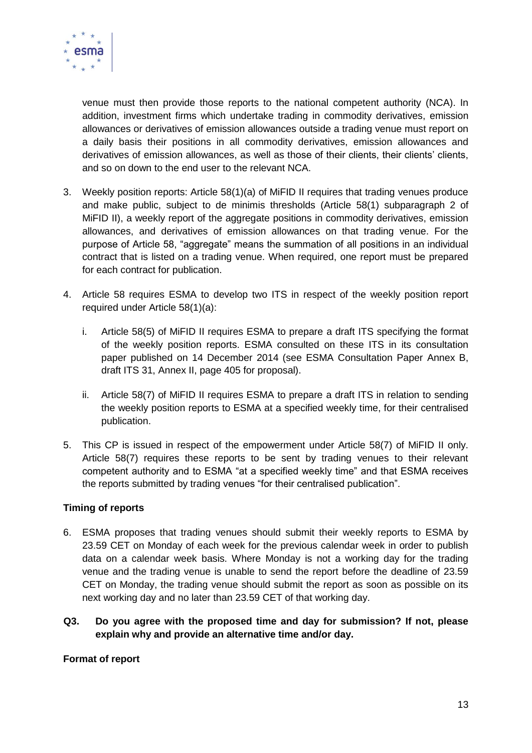venue must then provide those reports to the national competent authority (NCA). In addition, investment firms which undertake trading in commodity derivatives, emission allowances or derivatives of emission allowances outside a trading venue must report on a daily basis their positions in all commodity derivatives, emission allowances and derivatives of emission allowances, as well as those of their clients, their clients' clients, and so on down to the end user to the relevant NCA.

3. Weekly position reports: Article 58(1)(a) of MiFID II requires that trading venues produce and make public, subject to de minimis thresholds (Article 58(1) subparagraph 2 of MiFID II), a weekly report of the aggregate positions in commodity derivatives, emission allowances, and derivatives of emission allowances on that trading venue. For the purpose of Article 58, "aggregate" means the summation of all positions in an individual contract that is listed on a trading venue. When required, one report must be prepared for each contract for publication.

4. Article 58 requires ESMA to develop two ITS in respect of the weekly position report required under Article 58(1)(a):

   i. Article 58(5) of MiFID II requires ESMA to prepare a draft ITS specifying the format of the weekly position reports. ESMA consulted on these ITS in its consultation paper published on 14 December 2014 (see ESMA Consultation Paper Annex B, draft ITS 31, Annex II, page 405 for proposal).

   ii. Article 58(7) of MiFID II requires ESMA to prepare a draft ITS in relation to sending the weekly position reports to ESMA at a specified weekly time, for their centralised publication.

5. This CP is issued in respect of the empowerment under Article 58(7) of MiFID II only. Article 58(7) requires these reports to be sent by trading venues to their relevant competent authority and to ESMA "at a specified weekly time" and that ESMA receives the reports submitted by trading venues "for their centralised publication".

**Timing of reports**

6. ESMA proposes that trading venues should submit their weekly reports to ESMA by 23.59 CET on Monday of each week for the previous calendar week in order to publish data on a calendar week basis. Where Monday is not a working day for the trading venue and the trading venue is unable to send the report before the deadline of 23.59 CET on Monday, the trading venue should submit the report as soon as possible on its next working day and no later than 23.59 CET of that working day.

**Q3. Do you agree with the proposed time and day for submission? If not, please explain why and provide an alternative time and/or day.**

**Format of report**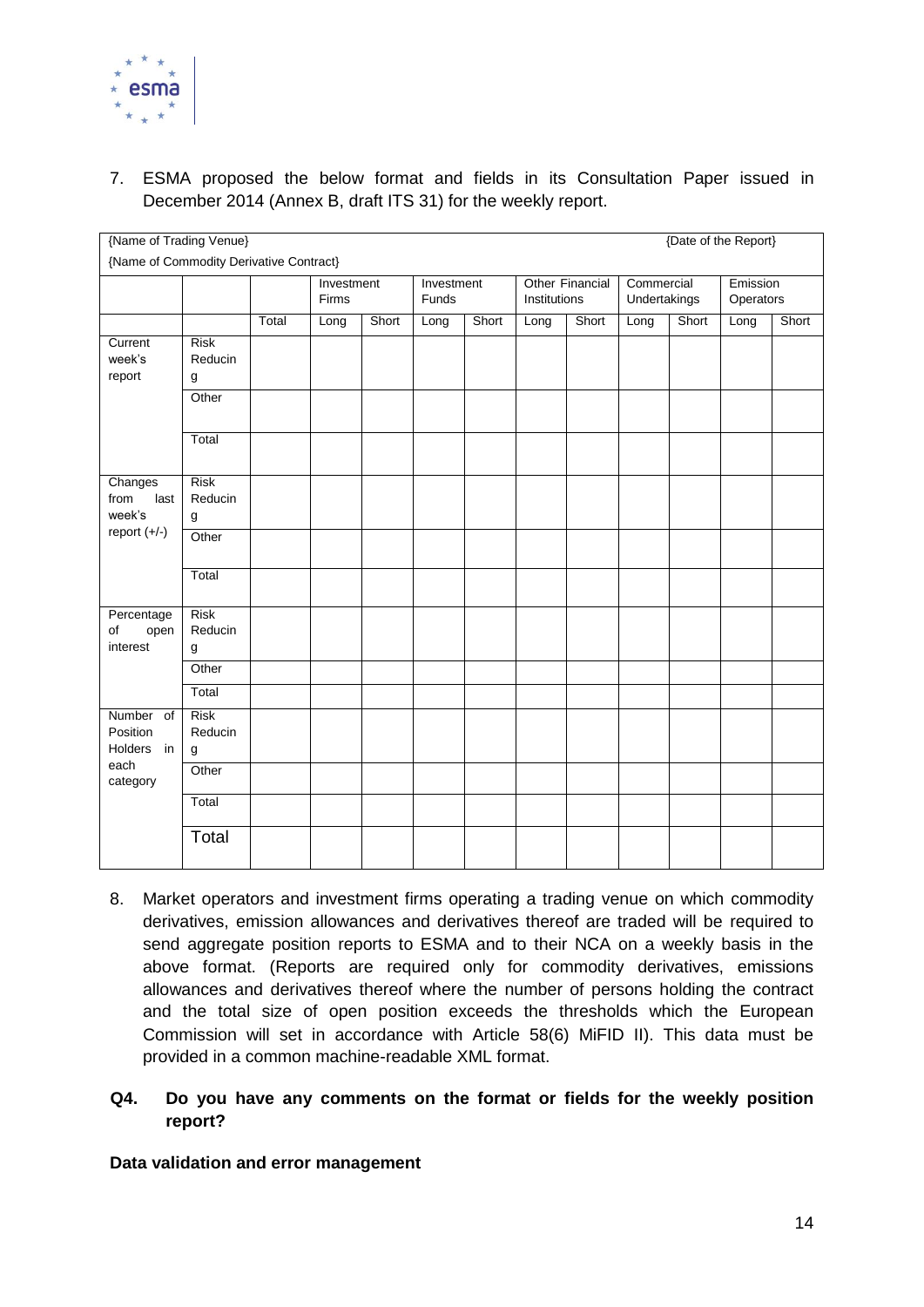7. ESMA proposed the below format and fields in its Consultation Paper issued in December 2014 (Annex B, draft ITS 31) for the weekly report.

| {Name of Trading Venue} | | | | | | | | | | | {Date of the Report} | | |
|---|---|---|---|---|---|---|---|---|---|---|---|---|---|
| {Name of Commodity Derivative Contract} | | | | | | | | | | | | | |
| | | | Investment Firms | | Investment Funds | | Other Financial Institutions | | Commercial Undertakings | | Emission Operators | |
| | | Total | Long | Short | Long | Short | Long | Short | Long | Short | Long | Short |
| Current week's report | Risk Reducing | | | | | | | | | | | |
| | Other | | | | | | | | | | | |
| | Total | | | | | | | | | | | |
| Changes from last week's report (+/-) | Risk Reducing | | | | | | | | | | | |
| | Other | | | | | | | | | | | |
| | Total | | | | | | | | | | | |
| Percentage of open interest | Risk Reducing | | | | | | | | | | | |
| | Other | | | | | | | | | | | |
| | Total | | | | | | | | | | | |
| Number of Position Holders in each category | Risk Reducing | | | | | | | | | | | |
| | Other | | | | | | | | | | | |
| | Total | | | | | | | | | | | |
| | Total | | | | | | | | | | | |

8. Market operators and investment firms operating a trading venue on which commodity derivatives, emission allowances and derivatives thereof are traded will be required to send aggregate position reports to ESMA and to their NCA on a weekly basis in the above format. (Reports are required only for commodity derivatives, emissions allowances and derivatives thereof where the number of persons holding the contract and the total size of open position exceeds the thresholds which the European Commission will set in accordance with Article 58(6) MiFID II). This data must be provided in a common machine-readable XML format.

**Q4. Do you have any comments on the format or fields for the weekly position report?**

**Data validation and error management**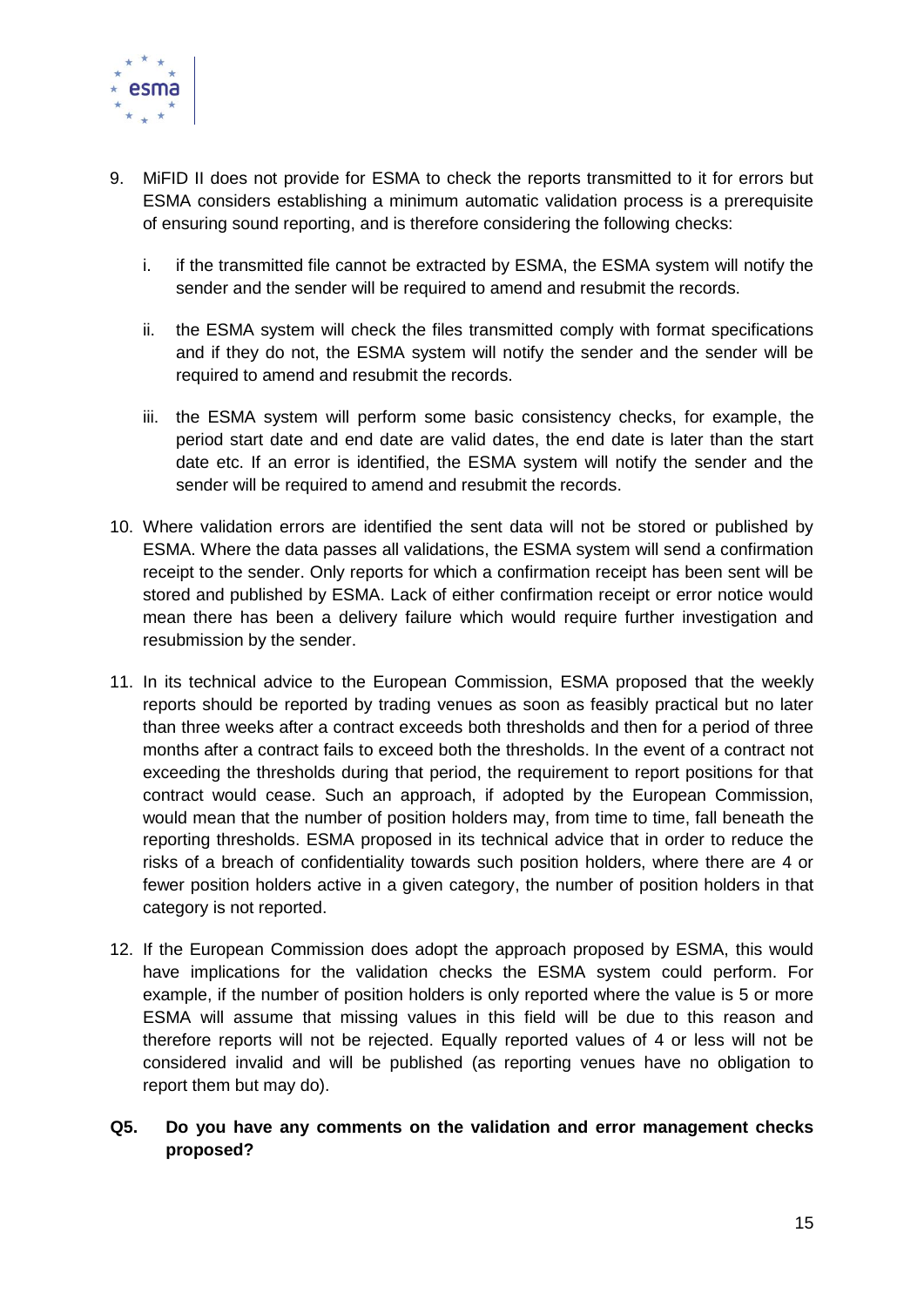9. MiFID II does not provide for ESMA to check the reports transmitted to it for errors but ESMA considers establishing a minimum automatic validation process is a prerequisite of ensuring sound reporting, and is therefore considering the following checks:

   i. if the transmitted file cannot be extracted by ESMA, the ESMA system will notify the sender and the sender will be required to amend and resubmit the records.

   ii. the ESMA system will check the files transmitted comply with format specifications and if they do not, the ESMA system will notify the sender and the sender will be required to amend and resubmit the records.

   iii. the ESMA system will perform some basic consistency checks, for example, the period start date and end date are valid dates, the end date is later than the start date etc. If an error is identified, the ESMA system will notify the sender and the sender will be required to amend and resubmit the records.

10. Where validation errors are identified the sent data will not be stored or published by ESMA. Where the data passes all validations, the ESMA system will send a confirmation receipt to the sender. Only reports for which a confirmation receipt has been sent will be stored and published by ESMA. Lack of either confirmation receipt or error notice would mean there has been a delivery failure which would require further investigation and resubmission by the sender.

11. In its technical advice to the European Commission, ESMA proposed that the weekly reports should be reported by trading venues as soon as feasibly practical but no later than three weeks after a contract exceeds both thresholds and then for a period of three months after a contract fails to exceed both the thresholds. In the event of a contract not exceeding the thresholds during that period, the requirement to report positions for that contract would cease. Such an approach, if adopted by the European Commission, would mean that the number of position holders may, from time to time, fall beneath the reporting thresholds. ESMA proposed in its technical advice that in order to reduce the risks of a breach of confidentiality towards such position holders, where there are 4 or fewer position holders active in a given category, the number of position holders in that category is not reported.

12. If the European Commission does adopt the approach proposed by ESMA, this would have implications for the validation checks the ESMA system could perform. For example, if the number of position holders is only reported where the value is 5 or more ESMA will assume that missing values in this field will be due to this reason and therefore reports will not be rejected. Equally reported values of 4 or less will not be considered invalid and will be published (as reporting venues have no obligation to report them but may do).

**Q5. Do you have any comments on the validation and error management checks proposed?**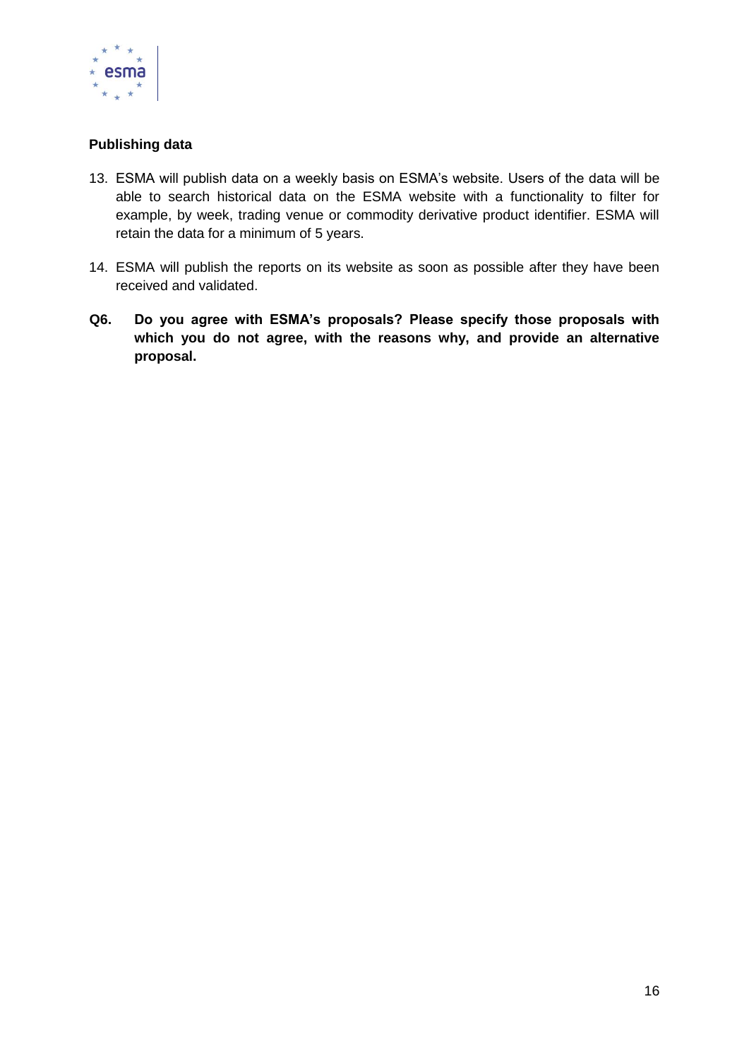**Publishing data**

13. ESMA will publish data on a weekly basis on ESMA's website. Users of the data will be able to search historical data on the ESMA website with a functionality to filter for example, by week, trading venue or commodity derivative product identifier. ESMA will retain the data for a minimum of 5 years.

14. ESMA will publish the reports on its website as soon as possible after they have been received and validated.

**Q6. Do you agree with ESMA's proposals? Please specify those proposals with which you do not agree, with the reasons why, and provide an alternative proposal.**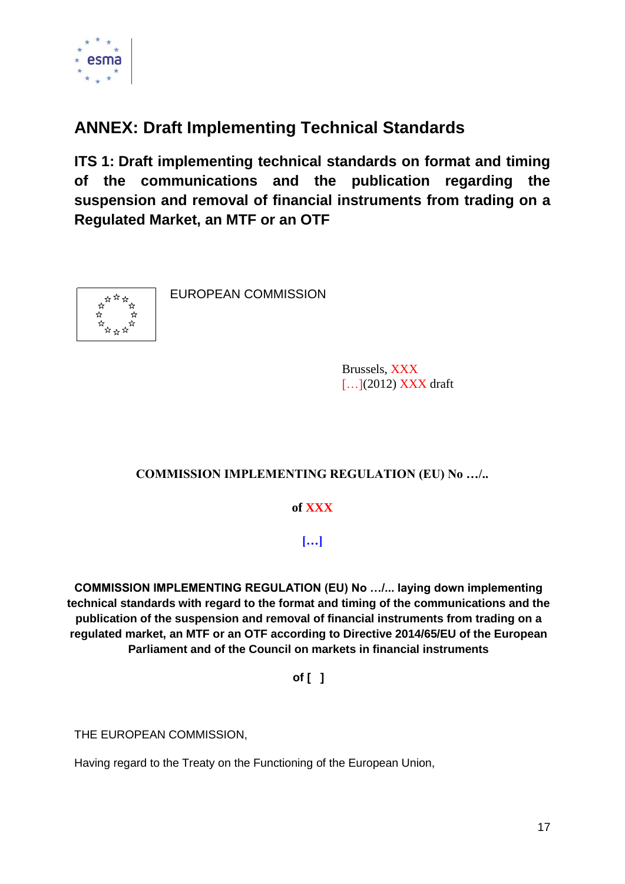# ANNEX: Draft Implementing Technical Standards

## ITS 1: Draft implementing technical standards on format and timing of the communications and the publication regarding the suspension and removal of financial instruments from trading on a Regulated Market, an MTF or an OTF

EUROPEAN COMMISSION

Brussels, XXX
[…](2012) XXX draft

**COMMISSION IMPLEMENTING REGULATION (EU) No …/..**

**of XXX**

**[…]**

**COMMISSION IMPLEMENTING REGULATION (EU) No …/... laying down implementing technical standards with regard to the format and timing of the communications and the publication of the suspension and removal of financial instruments from trading on a regulated market, an MTF or an OTF according to Directive 2014/65/EU of the European Parliament and of the Council on markets in financial instruments**

**of [ ]**

THE EUROPEAN COMMISSION,

Having regard to the Treaty on the Functioning of the European Union,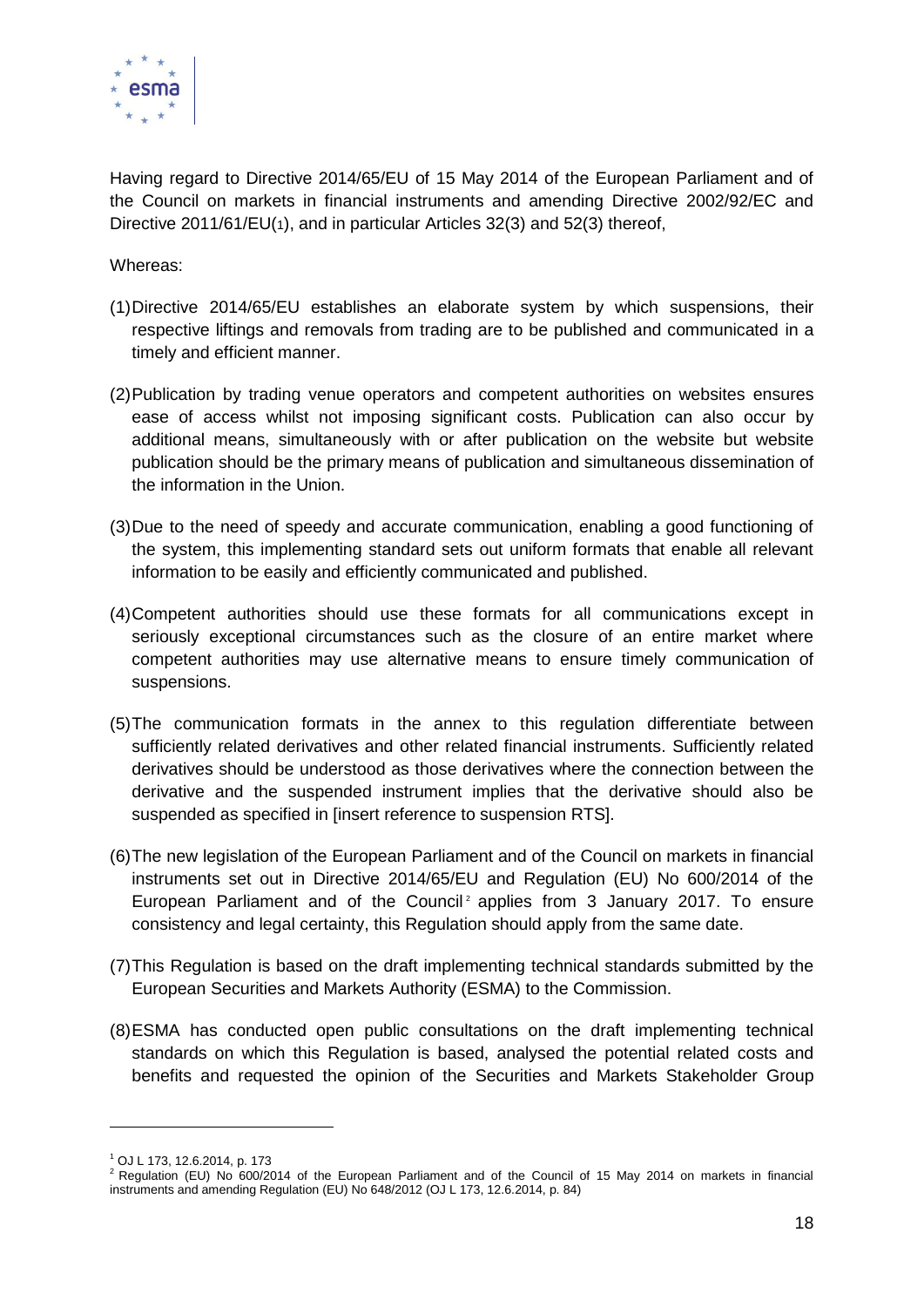Having regard to Directive 2014/65/EU of 15 May 2014 of the European Parliament and of the Council on markets in financial instruments and amending Directive 2002/92/EC and Directive 2011/61/EU[1], and in particular Articles 32(3) and 52(3) thereof,

Whereas:

(1) Directive 2014/65/EU establishes an elaborate system by which suspensions, their respective liftings and removals from trading are to be published and communicated in a timely and efficient manner.

(2) Publication by trading venue operators and competent authorities on websites ensures ease of access whilst not imposing significant costs. Publication can also occur by additional means, simultaneously with or after publication on the website but website publication should be the primary means of publication and simultaneous dissemination of the information in the Union.

(3) Due to the need of speedy and accurate communication, enabling a good functioning of the system, this implementing standard sets out uniform formats that enable all relevant information to be easily and efficiently communicated and published.

(4) Competent authorities should use these formats for all communications except in seriously exceptional circumstances such as the closure of an entire market where competent authorities may use alternative means to ensure timely communication of suspensions.

(5) The communication formats in the annex to this regulation differentiate between sufficiently related derivatives and other related financial instruments. Sufficiently related derivatives should be understood as those derivatives where the connection between the derivative and the suspended instrument implies that the derivative should also be suspended as specified in [insert reference to suspension RTS].

(6) The new legislation of the European Parliament and of the Council on markets in financial instruments set out in Directive 2014/65/EU and Regulation (EU) No 600/2014 of the European Parliament and of the Council[2] applies from 3 January 2017. To ensure consistency and legal certainty, this Regulation should apply from the same date.

(7) This Regulation is based on the draft implementing technical standards submitted by the European Securities and Markets Authority (ESMA) to the Commission.

(8) ESMA has conducted open public consultations on the draft implementing technical standards on which this Regulation is based, analysed the potential related costs and benefits and requested the opinion of the Securities and Markets Stakeholder Group

---

[1] OJ L 173, 12.6.2014, p. 173

[2] Regulation (EU) No 600/2014 of the European Parliament and of the Council of 15 May 2014 on markets in financial instruments and amending Regulation (EU) No 648/2012 (OJ L 173, 12.6.2014, p. 84)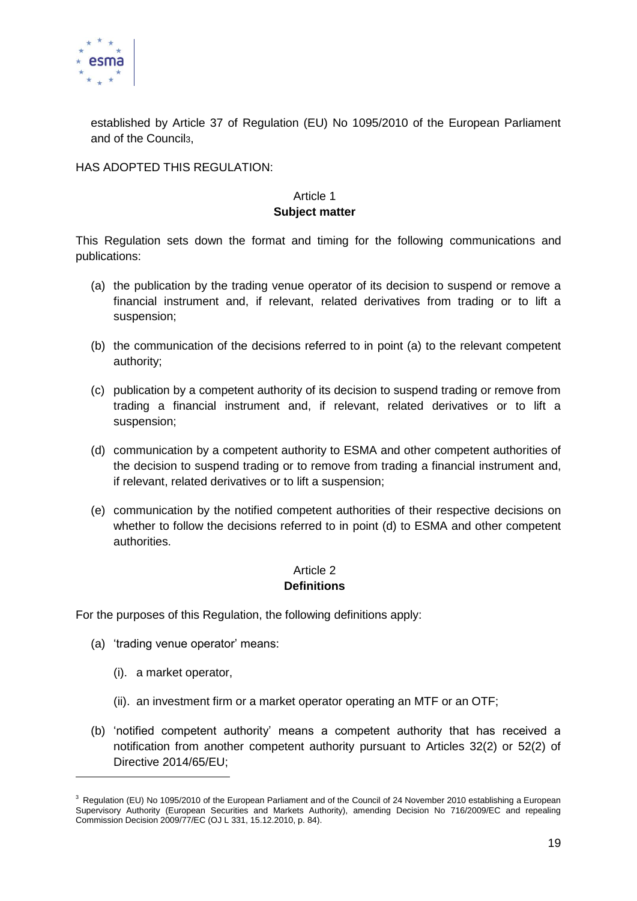established by Article 37 of Regulation (EU) No 1095/2010 of the European Parliament and of the Council[3],

HAS ADOPTED THIS REGULATION:

Article 1
**Subject matter**

This Regulation sets down the format and timing for the following communications and publications:

(a) the publication by the trading venue operator of its decision to suspend or remove a financial instrument and, if relevant, related derivatives from trading or to lift a suspension;

(b) the communication of the decisions referred to in point (a) to the relevant competent authority;

(c) publication by a competent authority of its decision to suspend trading or remove from trading a financial instrument and, if relevant, related derivatives or to lift a suspension;

(d) communication by a competent authority to ESMA and other competent authorities of the decision to suspend trading or to remove from trading a financial instrument and, if relevant, related derivatives or to lift a suspension;

(e) communication by the notified competent authorities of their respective decisions on whether to follow the decisions referred to in point (d) to ESMA and other competent authorities.

Article 2
**Definitions**

For the purposes of this Regulation, the following definitions apply:

(a) 'trading venue operator' means:

 (i). a market operator,

 (ii). an investment firm or a market operator operating an MTF or an OTF;

(b) 'notified competent authority' means a competent authority that has received a notification from another competent authority pursuant to Articles 32(2) or 52(2) of Directive 2014/65/EU;

---

[3] Regulation (EU) No 1095/2010 of the European Parliament and of the Council of 24 November 2010 establishing a European Supervisory Authority (European Securities and Markets Authority), amending Decision No 716/2009/EC and repealing Commission Decision 2009/77/EC (OJ L 331, 15.12.2010, p. 84).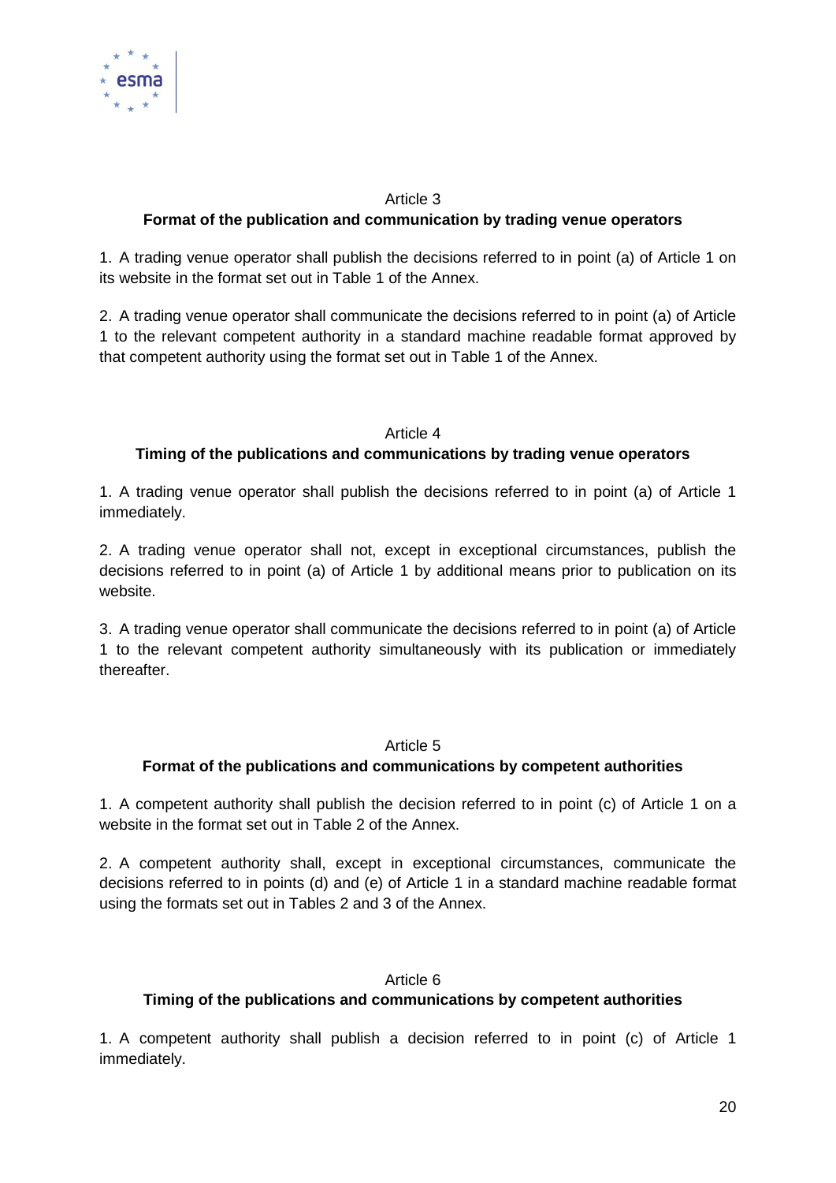Article 3

**Format of the publication and communication by trading venue operators**

1. A trading venue operator shall publish the decisions referred to in point (a) of Article 1 on its website in the format set out in Table 1 of the Annex.

2. A trading venue operator shall communicate the decisions referred to in point (a) of Article 1 to the relevant competent authority in a standard machine readable format approved by that competent authority using the format set out in Table 1 of the Annex.

Article 4

**Timing of the publications and communications by trading venue operators**

1. A trading venue operator shall publish the decisions referred to in point (a) of Article 1 immediately.

2. A trading venue operator shall not, except in exceptional circumstances, publish the decisions referred to in point (a) of Article 1 by additional means prior to publication on its website.

3. A trading venue operator shall communicate the decisions referred to in point (a) of Article 1 to the relevant competent authority simultaneously with its publication or immediately thereafter.

Article 5

**Format of the publications and communications by competent authorities**

1. A competent authority shall publish the decision referred to in point (c) of Article 1 on a website in the format set out in Table 2 of the Annex.

2. A competent authority shall, except in exceptional circumstances, communicate the decisions referred to in points (d) and (e) of Article 1 in a standard machine readable format using the formats set out in Tables 2 and 3 of the Annex.

Article 6

**Timing of the publications and communications by competent authorities**

1. A competent authority shall publish a decision referred to in point (c) of Article 1 immediately.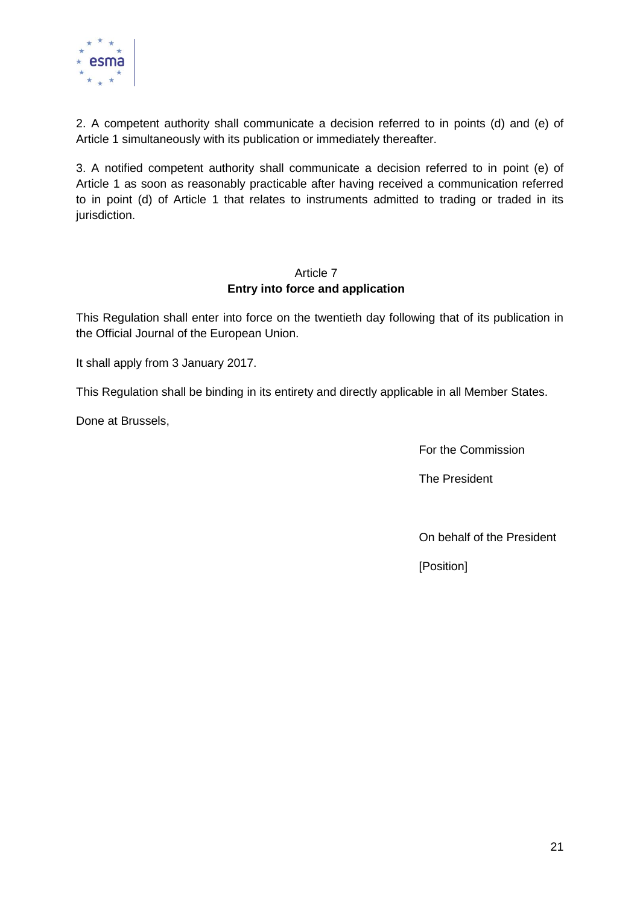2. A competent authority shall communicate a decision referred to in points (d) and (e) of Article 1 simultaneously with its publication or immediately thereafter.

3. A notified competent authority shall communicate a decision referred to in point (e) of Article 1 as soon as reasonably practicable after having received a communication referred to in point (d) of Article 1 that relates to instruments admitted to trading or traded in its jurisdiction.

Article 7
**Entry into force and application**

This Regulation shall enter into force on the twentieth day following that of its publication in the Official Journal of the European Union.

It shall apply from 3 January 2017.

This Regulation shall be binding in its entirety and directly applicable in all Member States.

Done at Brussels,

For the Commission

The President

On behalf of the President

[Position]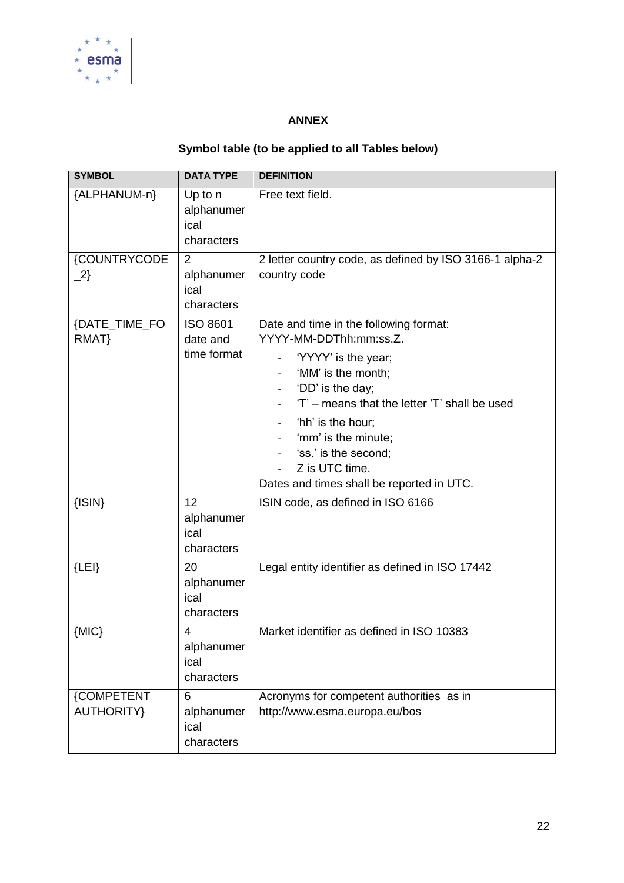## ANNEX

### Symbol table (to be applied to all Tables below)

| SYMBOL | DATA TYPE | DEFINITION |
|---|---|---|
| {ALPHANUM-n} | Up to n alphanumerical characters | Free text field. |
| {COUNTRYCODE_2} | 2 alphanumerical characters | 2 letter country code, as defined by ISO 3166-1 alpha-2 country code |
| {DATE_TIME_FORMAT} | ISO 8601 date and time format | Date and time in the following format: YYYY-MM-DDThh:mm:ss.Z.<br>- 'YYYY' is the year;<br>- 'MM' is the month;<br>- 'DD' is the day;<br>- 'T' – means that the letter 'T' shall be used<br>- 'hh' is the hour;<br>- 'mm' is the minute;<br>- 'ss.' is the second;<br>- Z is UTC time.<br>Dates and times shall be reported in UTC. |
| {ISIN} | 12 alphanumerical characters | ISIN code, as defined in ISO 6166 |
| {LEI} | 20 alphanumerical characters | Legal entity identifier as defined in ISO 17442 |
| {MIC} | 4 alphanumerical characters | Market identifier as defined in ISO 10383 |
| {COMPETENT AUTHORITY} | 6 alphanumerical characters | Acronyms for competent authorities as in http://www.esma.europa.eu/bos |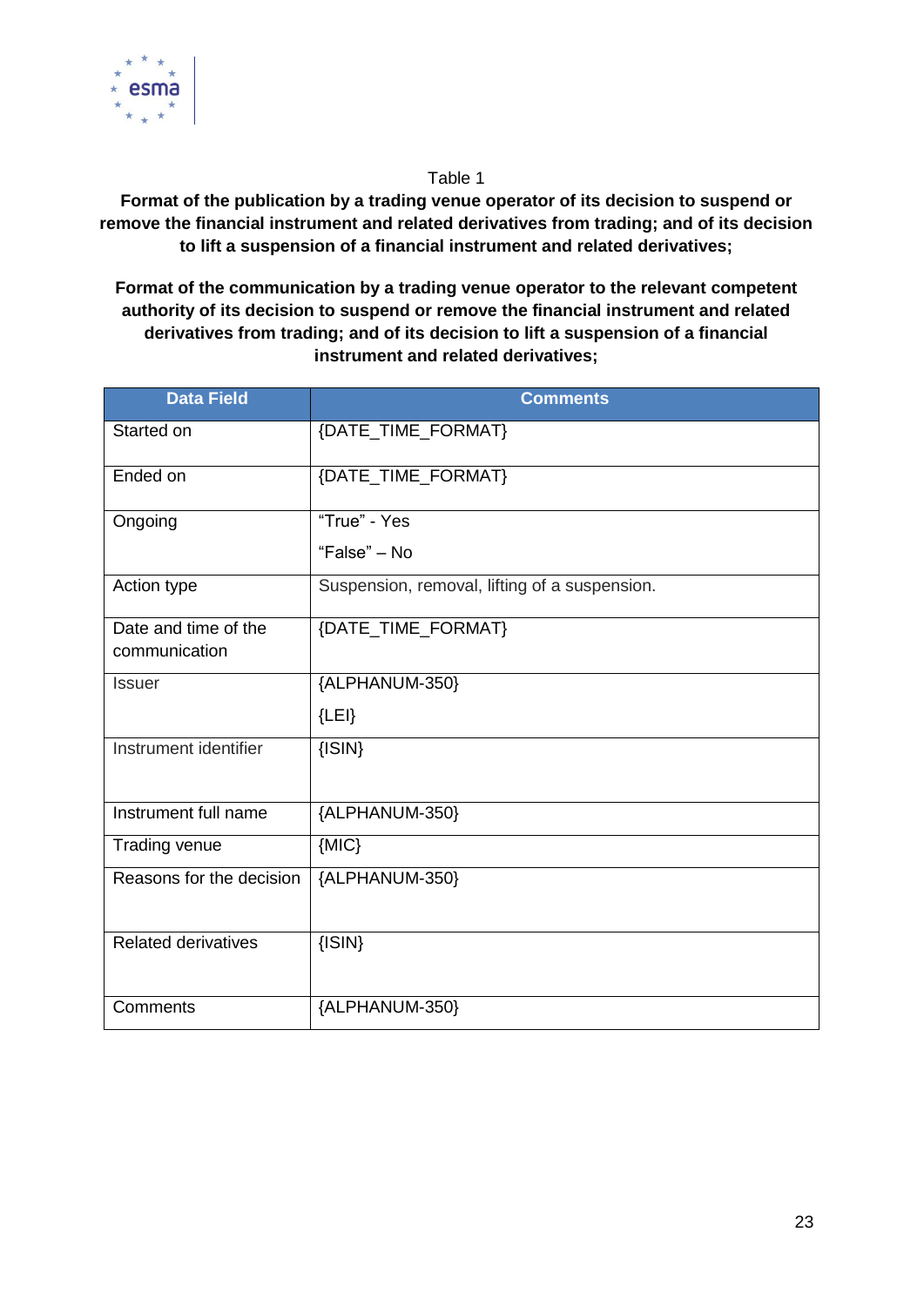Table 1

**Format of the publication by a trading venue operator of its decision to suspend or remove the financial instrument and related derivatives from trading; and of its decision to lift a suspension of a financial instrument and related derivatives;**

**Format of the communication by a trading venue operator to the relevant competent authority of its decision to suspend or remove the financial instrument and related derivatives from trading; and of its decision to lift a suspension of a financial instrument and related derivatives;**

| Data Field | Comments |
|---|---|
| Started on | {DATE_TIME_FORMAT} |
| Ended on | {DATE_TIME_FORMAT} |
| Ongoing | "True" - Yes<br>"False" – No |
| Action type | Suspension, removal, lifting of a suspension. |
| Date and time of the communication | {DATE_TIME_FORMAT} |
| Issuer | {ALPHANUM-350}<br>{LEI} |
| Instrument identifier | {ISIN} |
| Instrument full name | {ALPHANUM-350} |
| Trading venue | {MIC} |
| Reasons for the decision | {ALPHANUM-350} |
| Related derivatives | {ISIN} |
| Comments | {ALPHANUM-350} |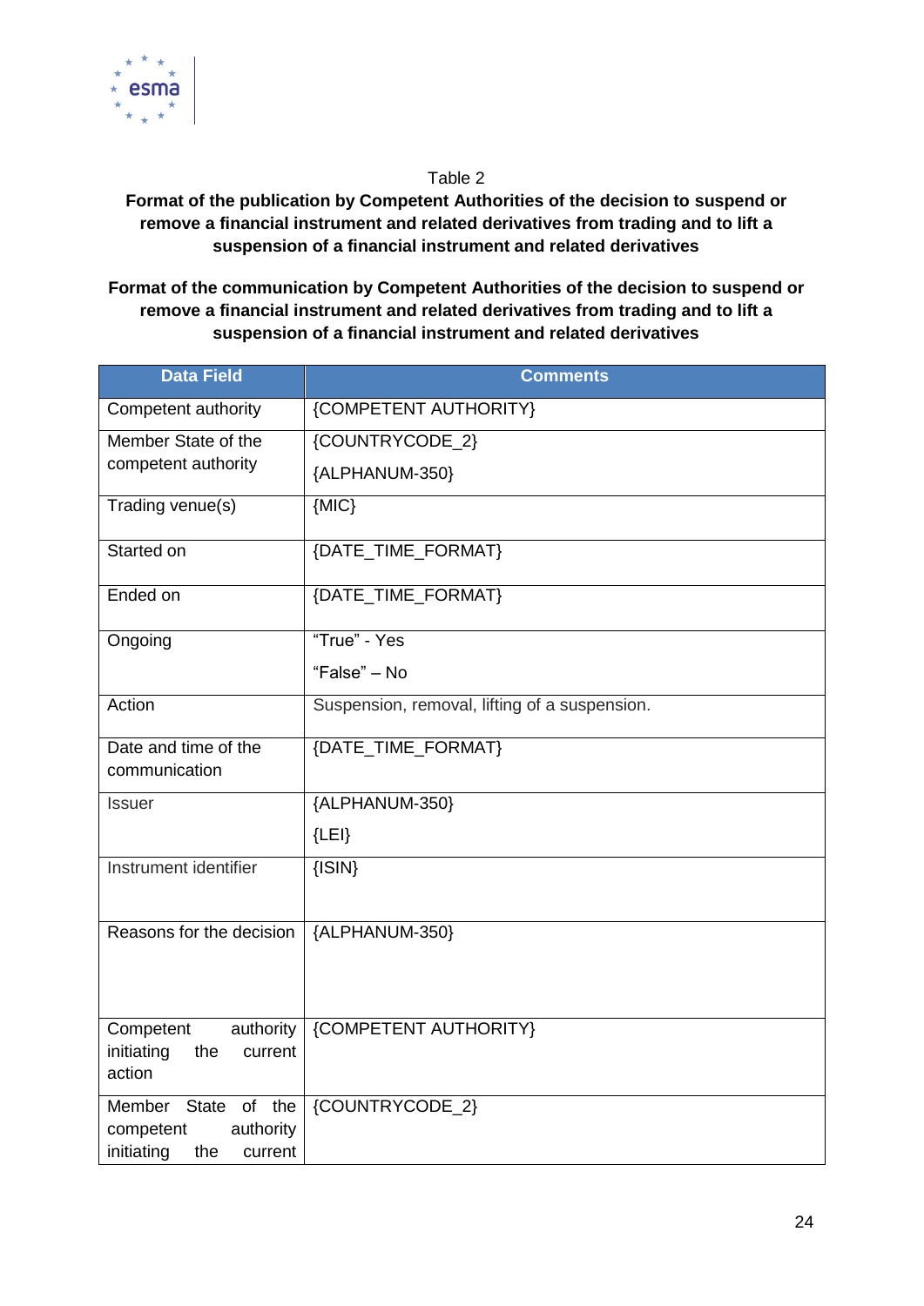Table 2

**Format of the publication by Competent Authorities of the decision to suspend or remove a financial instrument and related derivatives from trading and to lift a suspension of a financial instrument and related derivatives**

**Format of the communication by Competent Authorities of the decision to suspend or remove a financial instrument and related derivatives from trading and to lift a suspension of a financial instrument and related derivatives**

| Data Field | Comments |
|---|---|
| Competent authority | {COMPETENT AUTHORITY} |
| Member State of the competent authority | {COUNTRYCODE_2}<br>{ALPHANUM-350} |
| Trading venue(s) | {MIC} |
| Started on | {DATE_TIME_FORMAT} |
| Ended on | {DATE_TIME_FORMAT} |
| Ongoing | "True" - Yes<br>"False" – No |
| Action | Suspension, removal, lifting of a suspension. |
| Date and time of the communication | {DATE_TIME_FORMAT} |
| Issuer | {ALPHANUM-350}<br>{LEI} |
| Instrument identifier | {ISIN} |
| Reasons for the decision | {ALPHANUM-350} |
| Competent authority initiating the current action | {COMPETENT AUTHORITY} |
| Member State of the competent authority initiating the current | {COUNTRYCODE_2} |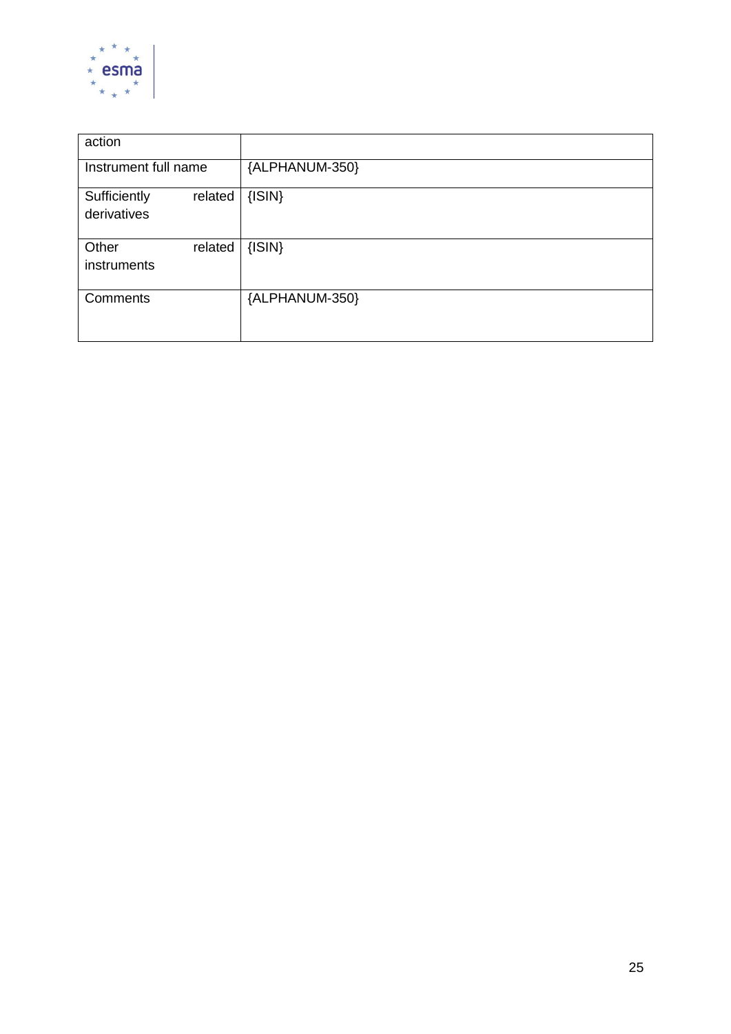| action | |
|---|---|
| Instrument full name | {ALPHANUM-350} |
| Sufficiently related derivatives | {ISIN} |
| Other related instruments | {ISIN} |
| Comments | {ALPHANUM-350} |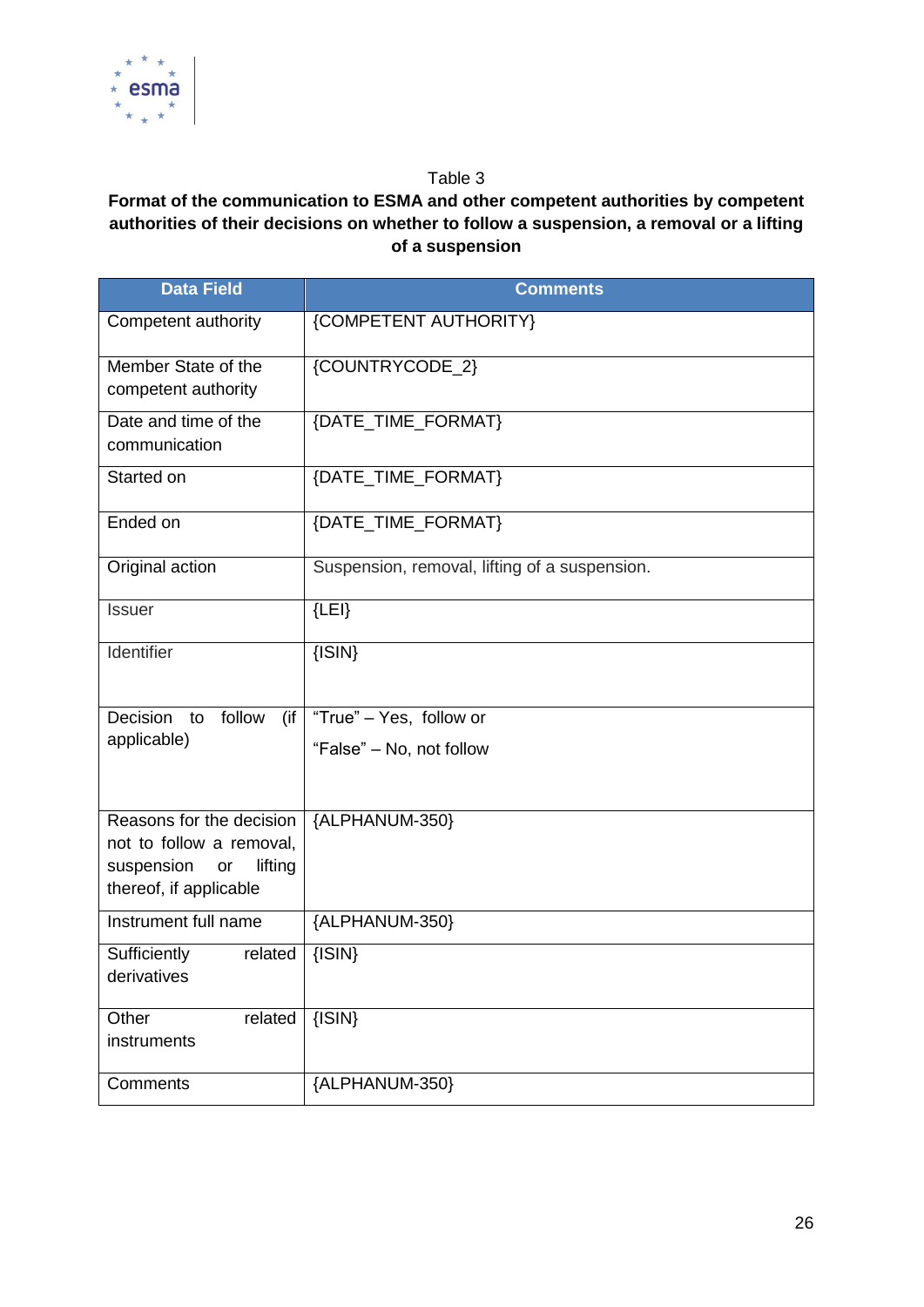Table 3

**Format of the communication to ESMA and other competent authorities by competent authorities of their decisions on whether to follow a suspension, a removal or a lifting of a suspension**

| Data Field | Comments |
|---|---|
| Competent authority | {COMPETENT AUTHORITY} |
| Member State of the competent authority | {COUNTRYCODE_2} |
| Date and time of the communication | {DATE_TIME_FORMAT} |
| Started on | {DATE_TIME_FORMAT} |
| Ended on | {DATE_TIME_FORMAT} |
| Original action | Suspension, removal, lifting of a suspension. |
| Issuer | {LEI} |
| Identifier | {ISIN} |
| Decision to follow (if applicable) | "True" – Yes, follow or<br>"False" – No, not follow |
| Reasons for the decision not to follow a removal, suspension or lifting thereof, if applicable | {ALPHANUM-350} |
| Instrument full name | {ALPHANUM-350} |
| Sufficiently related derivatives | {ISIN} |
| Other related instruments | {ISIN} |
| Comments | {ALPHANUM-350} |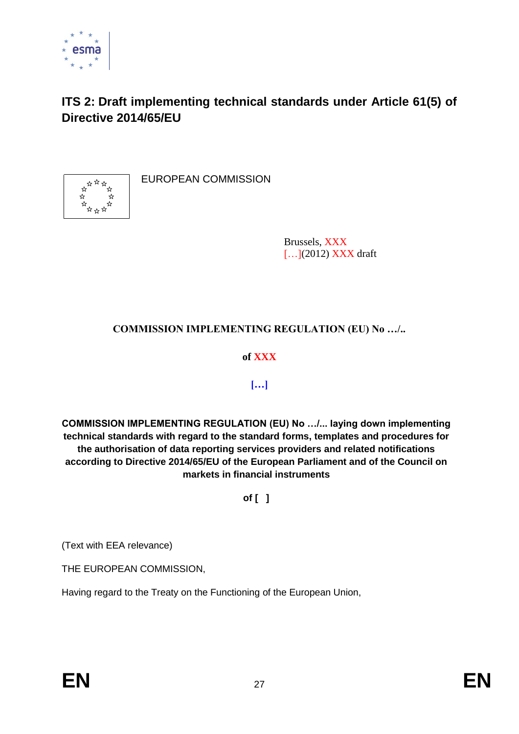## ITS 2: Draft implementing technical standards under Article 61(5) of Directive 2014/65/EU

EUROPEAN COMMISSION

Brussels, XXX
[…](2012) XXX draft

**COMMISSION IMPLEMENTING REGULATION (EU) No …/..**

**of XXX**

**[…]**

**COMMISSION IMPLEMENTING REGULATION (EU) No …/... laying down implementing technical standards with regard to the standard forms, templates and procedures for the authorisation of data reporting services providers and related notifications according to Directive 2014/65/EU of the European Parliament and of the Council on markets in financial instruments**

**of [ ]**

(Text with EEA relevance)

THE EUROPEAN COMMISSION,

Having regard to the Treaty on the Functioning of the European Union,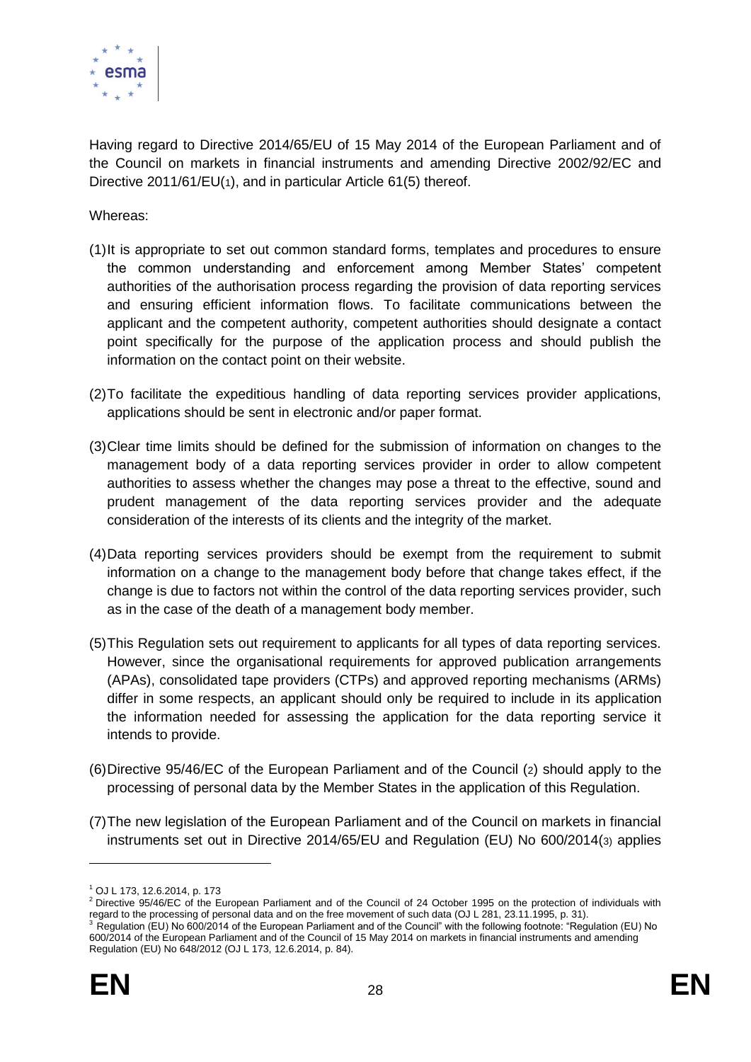Having regard to Directive 2014/65/EU of 15 May 2014 of the European Parliament and of the Council on markets in financial instruments and amending Directive 2002/92/EC and Directive 2011/61/EU(1), and in particular Article 61(5) thereof.

Whereas:

(1) It is appropriate to set out common standard forms, templates and procedures to ensure the common understanding and enforcement among Member States' competent authorities of the authorisation process regarding the provision of data reporting services and ensuring efficient information flows. To facilitate communications between the applicant and the competent authority, competent authorities should designate a contact point specifically for the purpose of the application process and should publish the information on the contact point on their website.

(2) To facilitate the expeditious handling of data reporting services provider applications, applications should be sent in electronic and/or paper format.

(3) Clear time limits should be defined for the submission of information on changes to the management body of a data reporting services provider in order to allow competent authorities to assess whether the changes may pose a threat to the effective, sound and prudent management of the data reporting services provider and the adequate consideration of the interests of its clients and the integrity of the market.

(4) Data reporting services providers should be exempt from the requirement to submit information on a change to the management body before that change takes effect, if the change is due to factors not within the control of the data reporting services provider, such as in the case of the death of a management body member.

(5) This Regulation sets out requirement to applicants for all types of data reporting services. However, since the organisational requirements for approved publication arrangements (APAs), consolidated tape providers (CTPs) and approved reporting mechanisms (ARMs) differ in some respects, an applicant should only be required to include in its application the information needed for assessing the application for the data reporting service it intends to provide.

(6) Directive 95/46/EC of the European Parliament and of the Council (2) should apply to the processing of personal data by the Member States in the application of this Regulation.

(7) The new legislation of the European Parliament and of the Council on markets in financial instruments set out in Directive 2014/65/EU and Regulation (EU) No 600/2014(3) applies

---

[1] OJ L 173, 12.6.2014, p. 173

[2] Directive 95/46/EC of the European Parliament and of the Council of 24 October 1995 on the protection of individuals with regard to the processing of personal data and on the free movement of such data (OJ L 281, 23.11.1995, p. 31).

[3] Regulation (EU) No 600/2014 of the European Parliament and of the Council" with the following footnote: "Regulation (EU) No 600/2014 of the European Parliament and of the Council of 15 May 2014 on markets in financial instruments and amending Regulation (EU) No 648/2012 (OJ L 173, 12.6.2014, p. 84).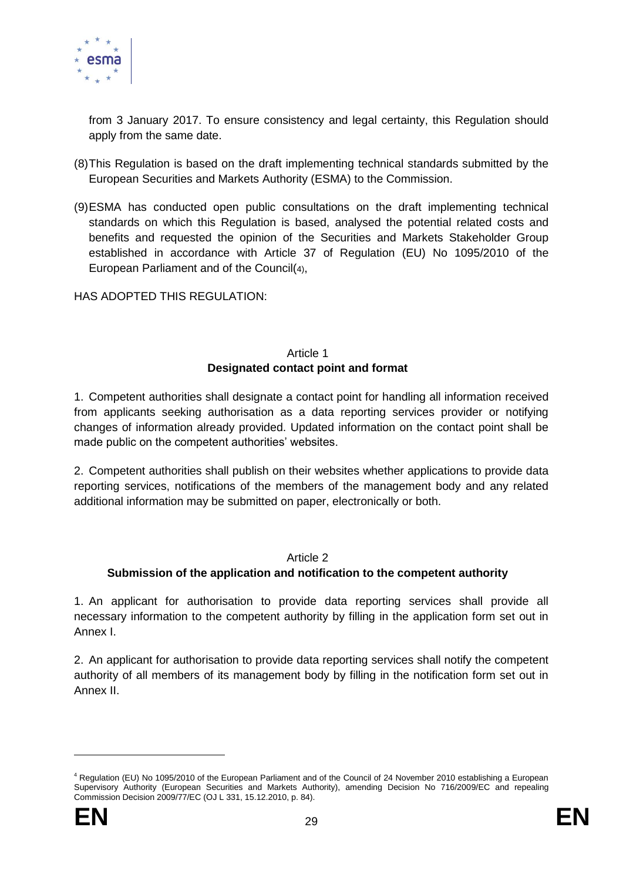from 3 January 2017. To ensure consistency and legal certainty, this Regulation should apply from the same date.

(8) This Regulation is based on the draft implementing technical standards submitted by the European Securities and Markets Authority (ESMA) to the Commission.

(9) ESMA has conducted open public consultations on the draft implementing technical standards on which this Regulation is based, analysed the potential related costs and benefits and requested the opinion of the Securities and Markets Stakeholder Group established in accordance with Article 37 of Regulation (EU) No 1095/2010 of the European Parliament and of the Council[4],

HAS ADOPTED THIS REGULATION:

Article 1

**Designated contact point and format**

1. Competent authorities shall designate a contact point for handling all information received from applicants seeking authorisation as a data reporting services provider or notifying changes of information already provided. Updated information on the contact point shall be made public on the competent authorities' websites.

2. Competent authorities shall publish on their websites whether applications to provide data reporting services, notifications of the members of the management body and any related additional information may be submitted on paper, electronically or both.

Article 2

**Submission of the application and notification to the competent authority**

1. An applicant for authorisation to provide data reporting services shall provide all necessary information to the competent authority by filling in the application form set out in Annex I.

2. An applicant for authorisation to provide data reporting services shall notify the competent authority of all members of its management body by filling in the notification form set out in Annex II.

---

[4] Regulation (EU) No 1095/2010 of the European Parliament and of the Council of 24 November 2010 establishing a European Supervisory Authority (European Securities and Markets Authority), amending Decision No 716/2009/EC and repealing Commission Decision 2009/77/EC (OJ L 331, 15.12.2010, p. 84).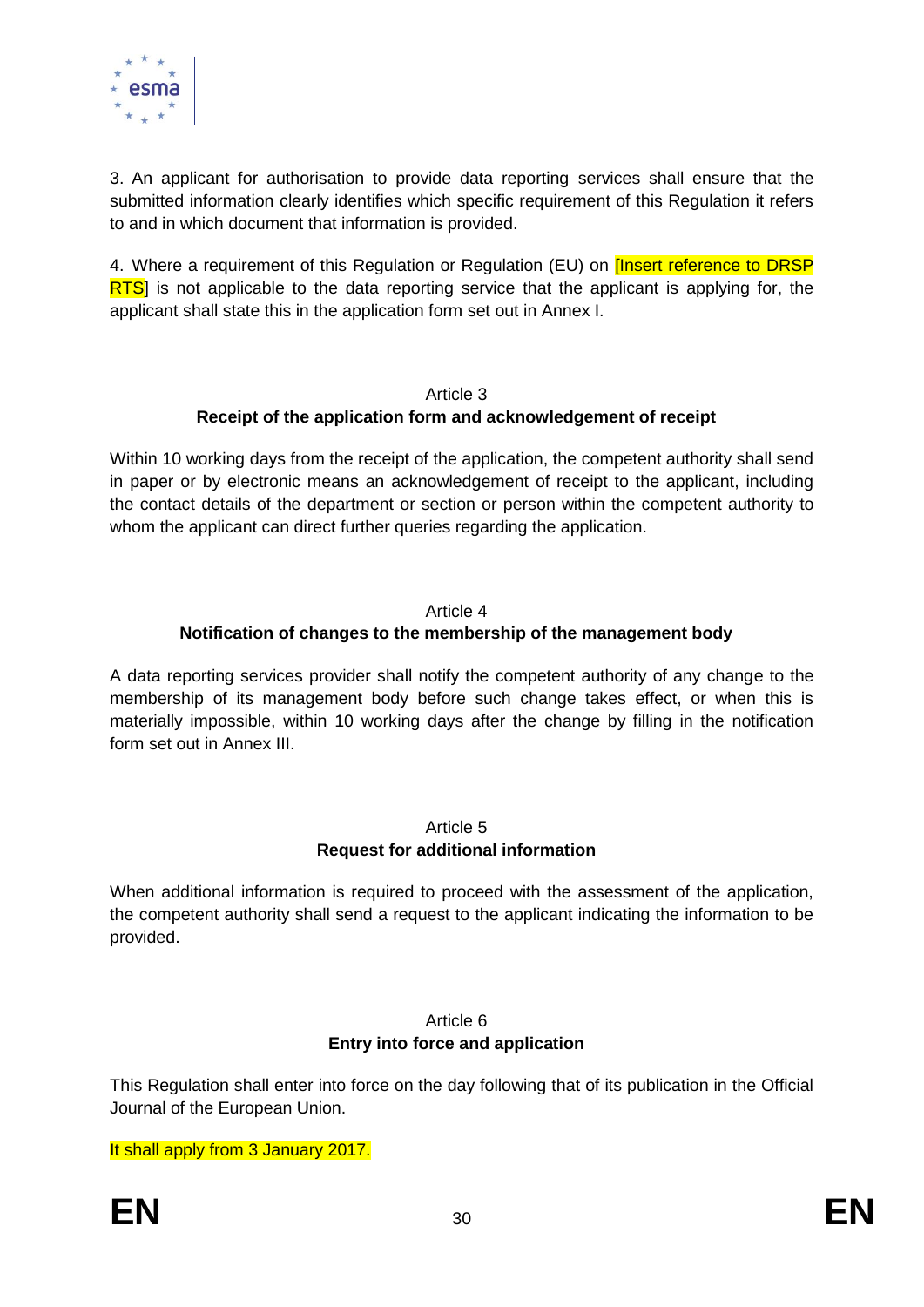3. An applicant for authorisation to provide data reporting services shall ensure that the submitted information clearly identifies which specific requirement of this Regulation it refers to and in which document that information is provided.

4. Where a requirement of this Regulation or Regulation (EU) on [Insert reference to DRSP RTS] is not applicable to the data reporting service that the applicant is applying for, the applicant shall state this in the application form set out in Annex I.

Article 3

**Receipt of the application form and acknowledgement of receipt**

Within 10 working days from the receipt of the application, the competent authority shall send in paper or by electronic means an acknowledgement of receipt to the applicant, including the contact details of the department or section or person within the competent authority to whom the applicant can direct further queries regarding the application.

Article 4

**Notification of changes to the membership of the management body**

A data reporting services provider shall notify the competent authority of any change to the membership of its management body before such change takes effect, or when this is materially impossible, within 10 working days after the change by filling in the notification form set out in Annex III.

Article 5

**Request for additional information**

When additional information is required to proceed with the assessment of the application, the competent authority shall send a request to the applicant indicating the information to be provided.

Article 6

**Entry into force and application**

This Regulation shall enter into force on the day following that of its publication in the Official Journal of the European Union.

It shall apply from 3 January 2017.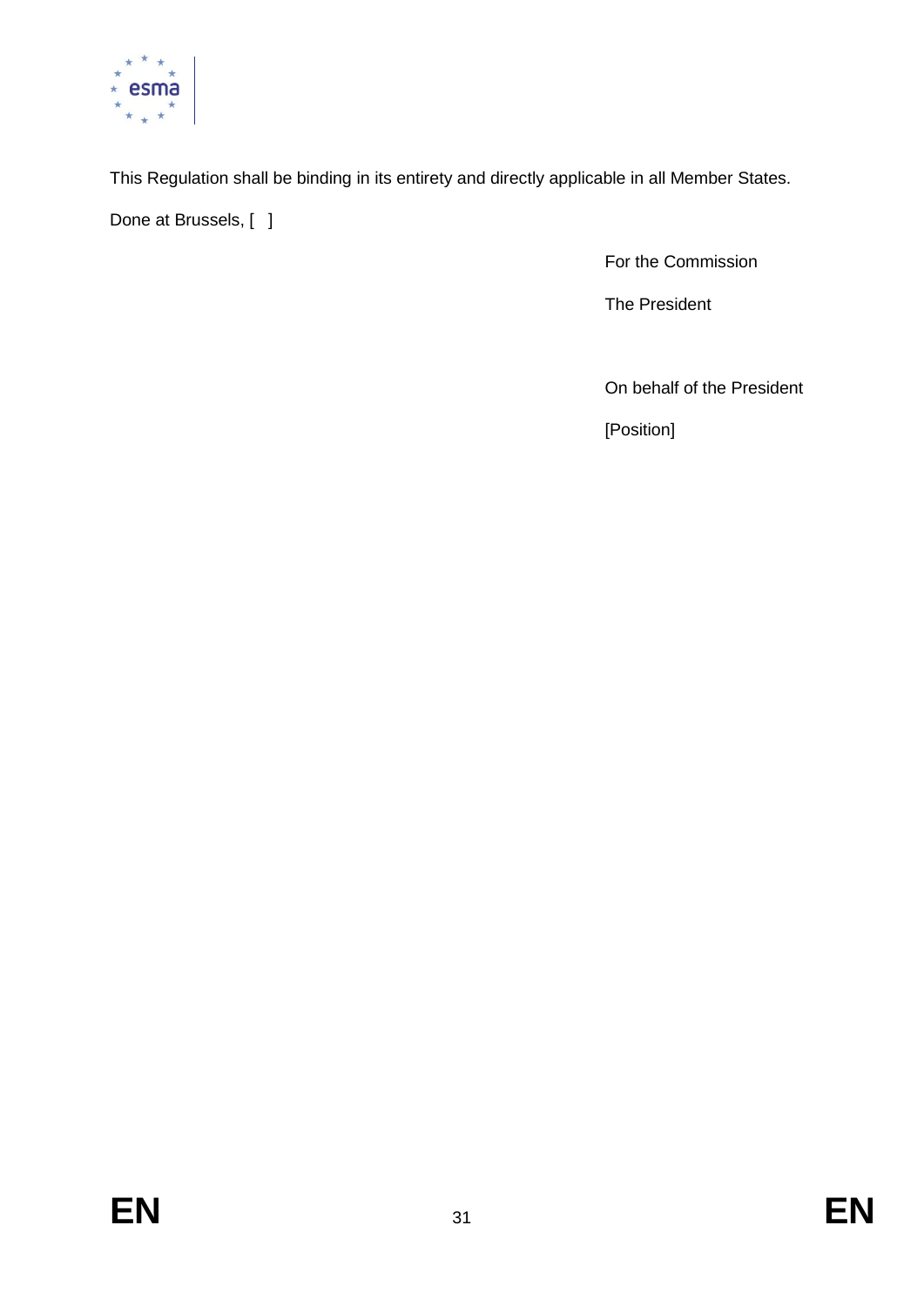This Regulation shall be binding in its entirety and directly applicable in all Member States.

Done at Brussels, [ ]

For the Commission

The President

On behalf of the President

[Position]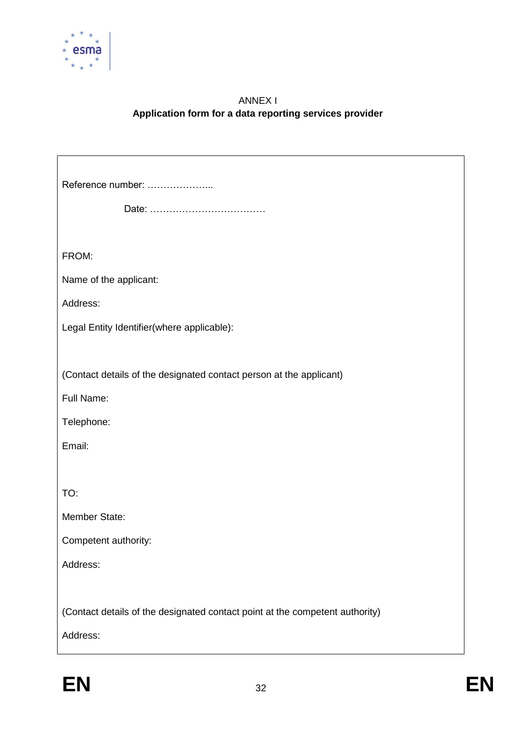ANNEX I

**Application form for a data reporting services provider**

Reference number: ………………...

Date: ………………………………

FROM:

Name of the applicant:

Address:

Legal Entity Identifier(where applicable):

(Contact details of the designated contact person at the applicant)

Full Name:

Telephone:

Email:

TO:

Member State:

Competent authority:

Address:

(Contact details of the designated contact point at the competent authority)

Address: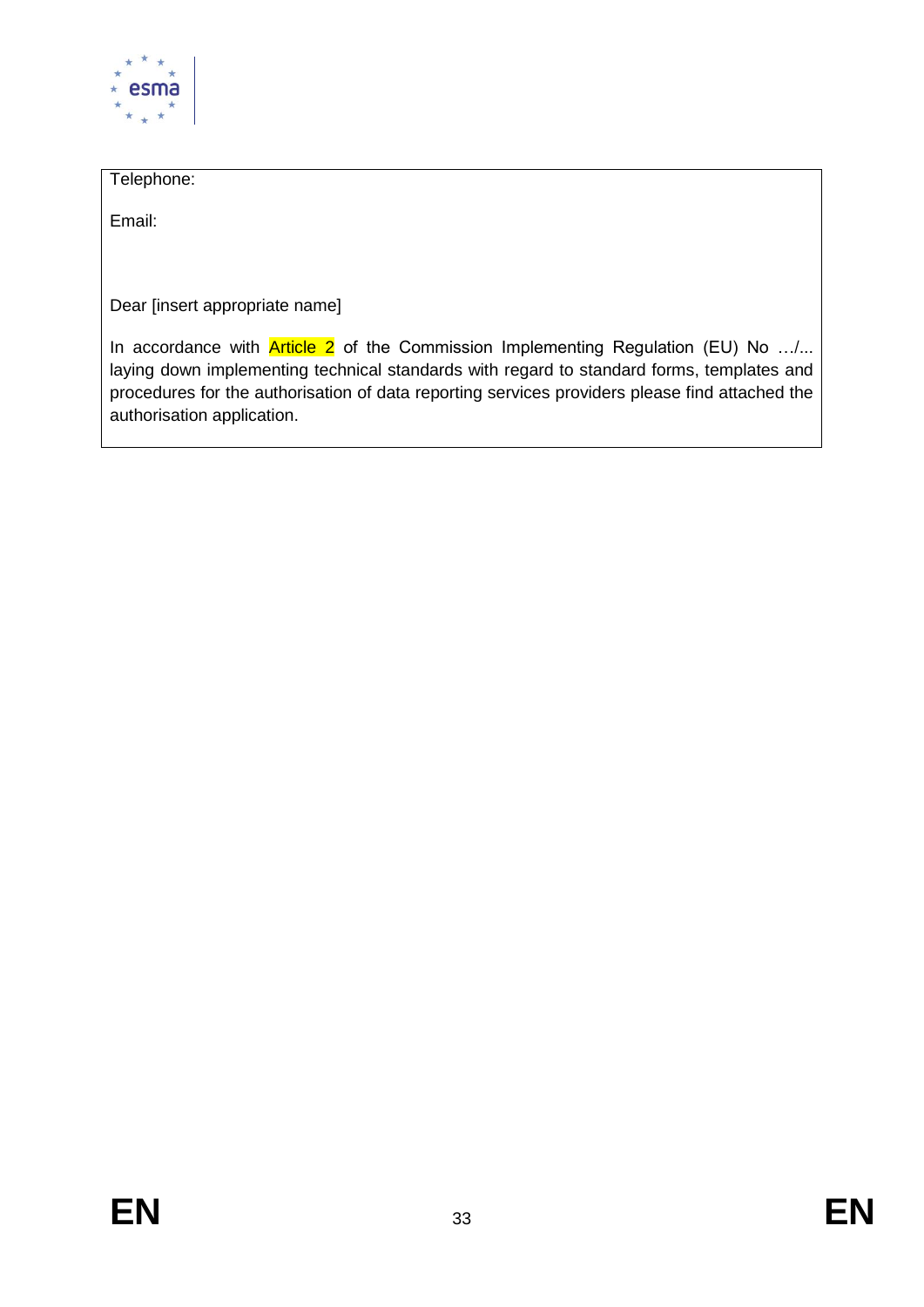Telephone:

Email:

Dear [insert appropriate name]

In accordance with Article 2 of the Commission Implementing Regulation (EU) No …/... laying down implementing technical standards with regard to standard forms, templates and procedures for the authorisation of data reporting services providers please find attached the authorisation application.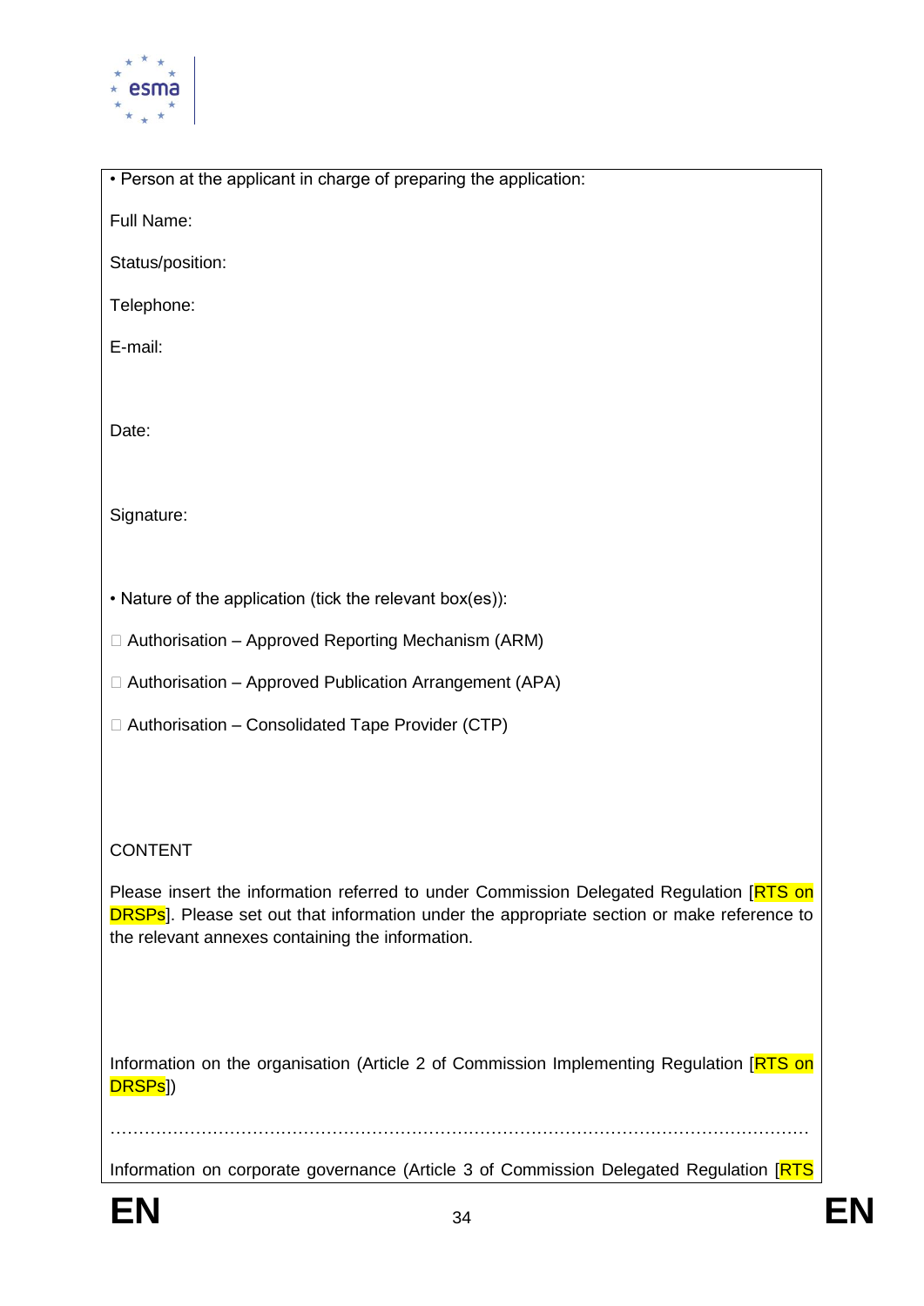• Person at the applicant in charge of preparing the application:

Full Name:

Status/position:

Telephone:

E-mail:

Date:

Signature:

• Nature of the application (tick the relevant box(es)):

☐ Authorisation – Approved Reporting Mechanism (ARM)

☐ Authorisation – Approved Publication Arrangement (APA)

☐ Authorisation – Consolidated Tape Provider (CTP)

CONTENT

Please insert the information referred to under Commission Delegated Regulation [RTS on DRSPs]. Please set out that information under the appropriate section or make reference to the relevant annexes containing the information.

Information on the organisation (Article 2 of Commission Implementing Regulation [RTS on DRSPs])

……………………………………………………………………………………………………………

Information on corporate governance (Article 3 of Commission Delegated Regulation [RTS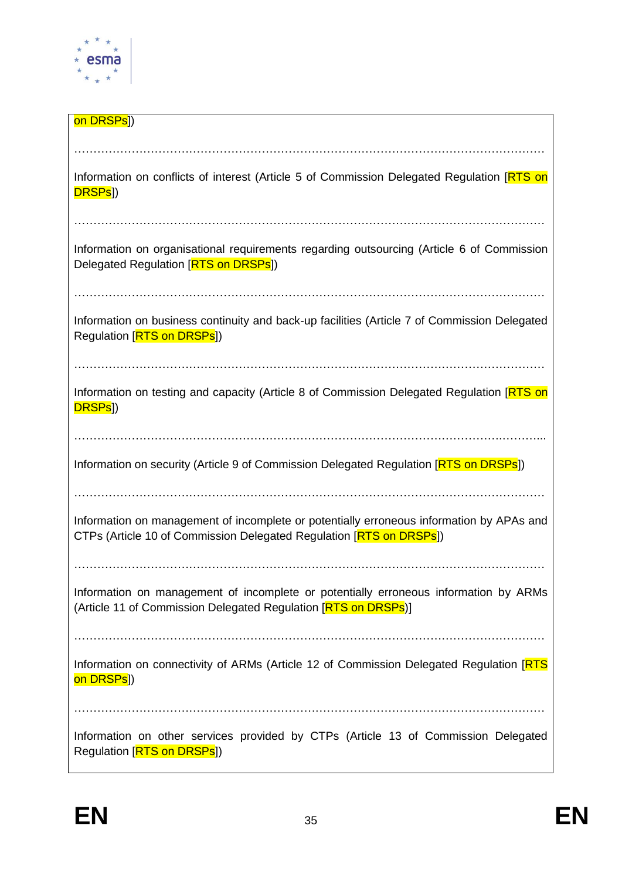on DRSPs])

……………………………………………………………………………………………………………

Information on conflicts of interest (Article 5 of Commission Delegated Regulation [RTS on DRSPs])

……………………………………………………………………………………………………………

Information on organisational requirements regarding outsourcing (Article 6 of Commission Delegated Regulation [RTS on DRSPs])

……………………………………………………………………………………………………………

Information on business continuity and back-up facilities (Article 7 of Commission Delegated Regulation [RTS on DRSPs])

……………………………………………………………………………………………………………

Information on testing and capacity (Article 8 of Commission Delegated Regulation [RTS on DRSPs])

……………………………………………………………………………………………………………

Information on security (Article 9 of Commission Delegated Regulation [RTS on DRSPs])

……………………………………………………………………………………………………………

Information on management of incomplete or potentially erroneous information by APAs and CTPs (Article 10 of Commission Delegated Regulation [RTS on DRSPs])

……………………………………………………………………………………………………………

Information on management of incomplete or potentially erroneous information by ARMs (Article 11 of Commission Delegated Regulation [RTS on DRSPs)]

……………………………………………………………………………………………………………

Information on connectivity of ARMs (Article 12 of Commission Delegated Regulation [RTS on DRSPs])

……………………………………………………………………………………………………………

Information on other services provided by CTPs (Article 13 of Commission Delegated Regulation [RTS on DRSPs])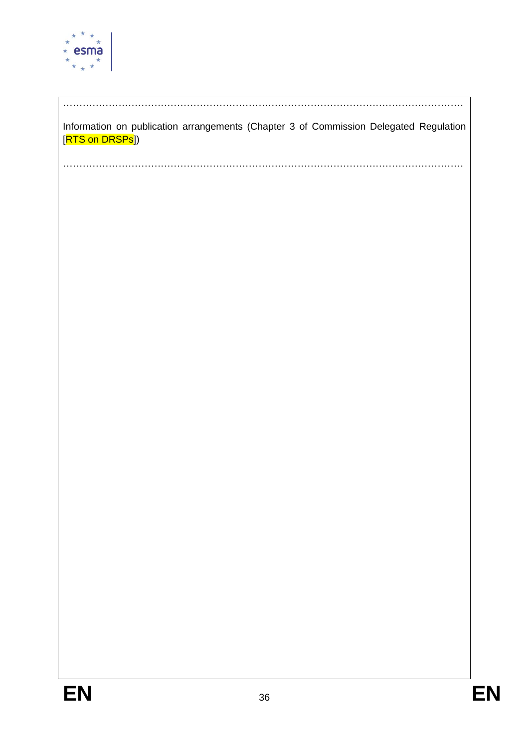……………………………………………………………………………………………………………

Information on publication arrangements (Chapter 3 of Commission Delegated Regulation [RTS on DRSPs])

……………………………………………………………………………………………………………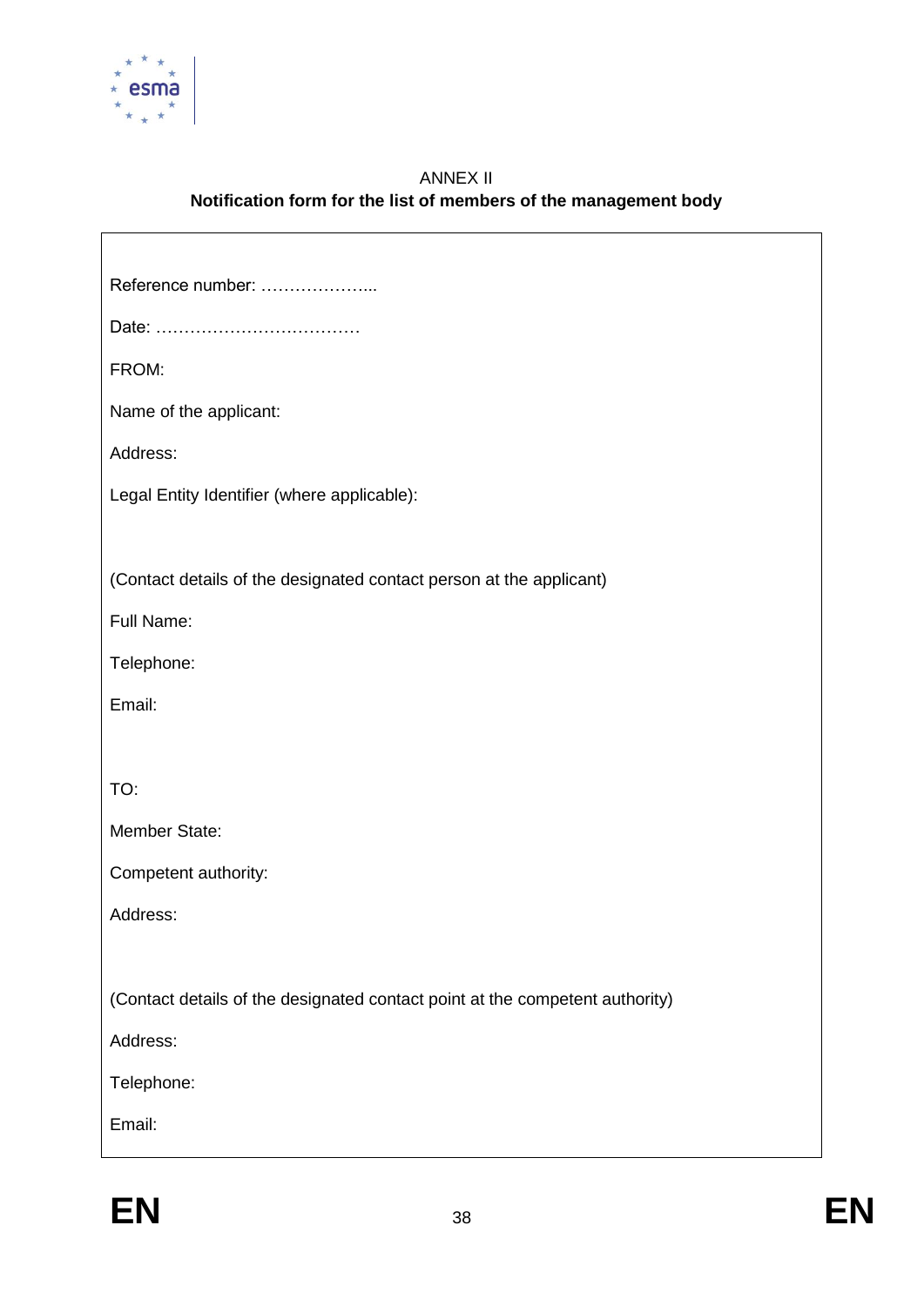ANNEX II

**Notification form for the list of members of the management body**

Reference number: ………………...

Date: ………………………………

FROM:

Name of the applicant:

Address:

Legal Entity Identifier (where applicable):

(Contact details of the designated contact person at the applicant)

Full Name:

Telephone:

Email:

TO:

Member State:

Competent authority:

Address:

(Contact details of the designated contact point at the competent authority)

Address:

Telephone:

Email: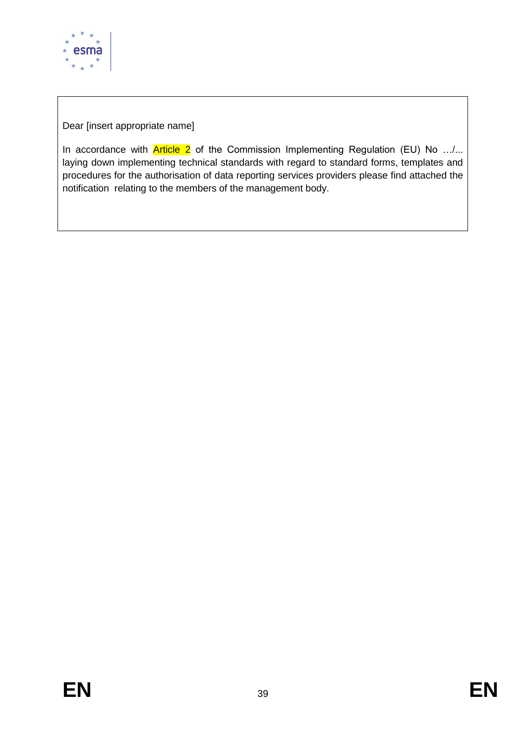Dear [insert appropriate name]

In accordance with Article 2 of the Commission Implementing Regulation (EU) No …/... laying down implementing technical standards with regard to standard forms, templates and procedures for the authorisation of data reporting services providers please find attached the notification relating to the members of the management body.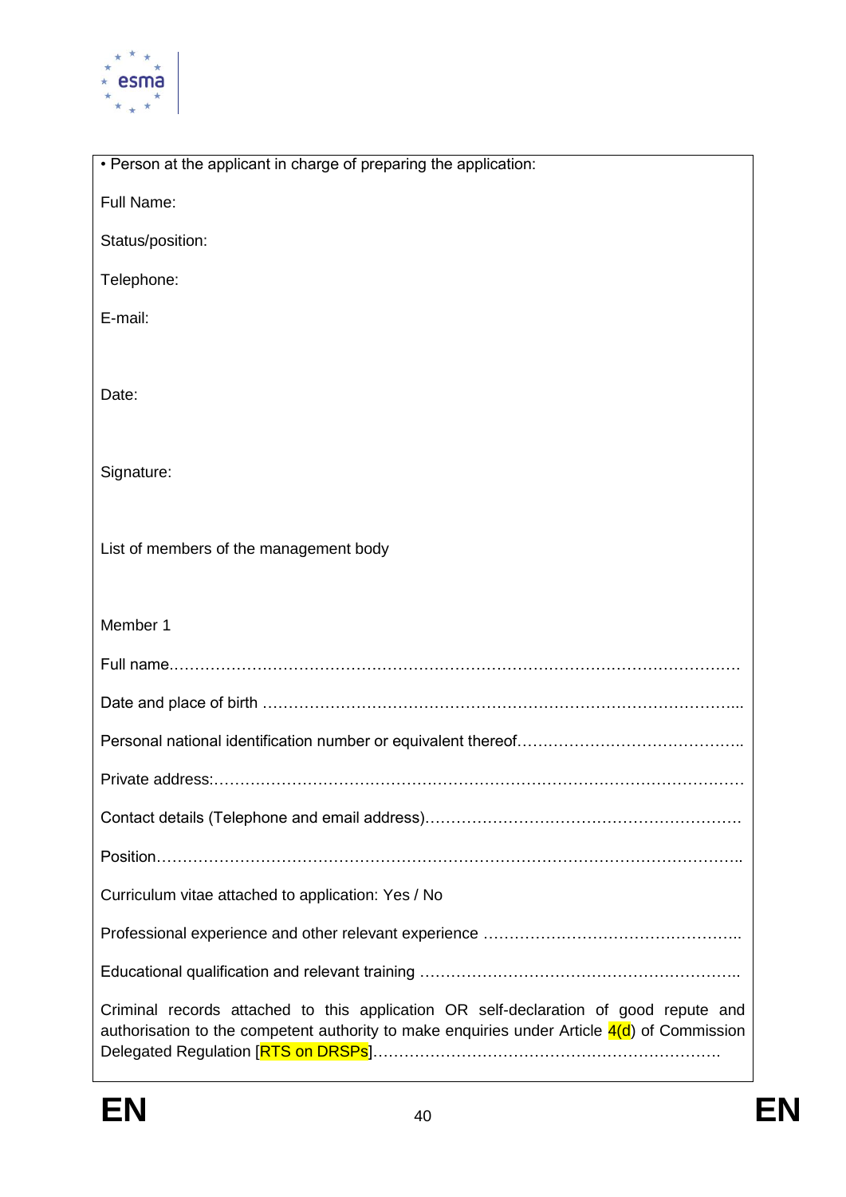• Person at the applicant in charge of preparing the application:

Full Name:

Status/position:

Telephone:

E-mail:

Date:

Signature:

List of members of the management body

Member 1

Full name………………………………………………………………………………………………

Date and place of birth ……………………………………………………………………………...

Personal national identification number or equivalent thereof……………………………………..

Private address:…………………………………………………………………………………………

Contact details (Telephone and email address)……………………………………………………

Position…………………………………………………………………………………………………..

Curriculum vitae attached to application: Yes / No

Professional experience and other relevant experience …………………………………………..

Educational qualification and relevant training ……………………………………………………..

Criminal records attached to this application OR self-declaration of good repute and authorisation to the competent authority to make enquiries under Article 4(d) of Commission Delegated Regulation [RTS on DRSPs]………………………………………………………….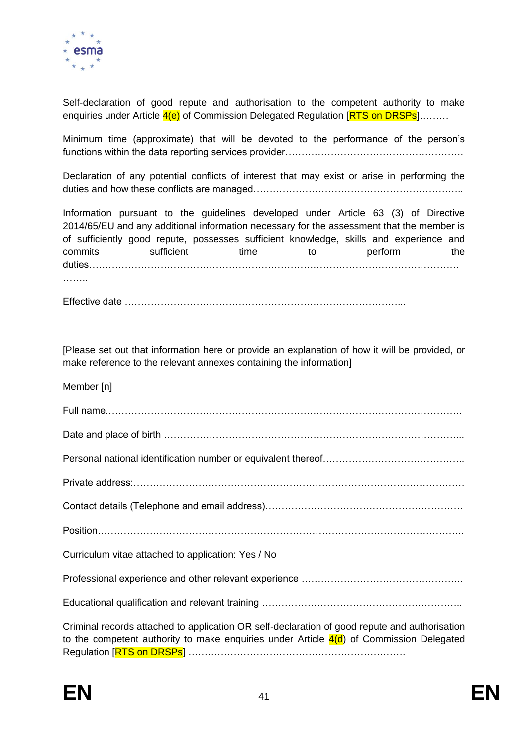Self-declaration of good repute and authorisation to the competent authority to make enquiries under Article 4(e) of Commission Delegated Regulation [RTS on DRSPs]………

Minimum time (approximate) that will be devoted to the performance of the person's functions within the data reporting services provider………………………………………………

Declaration of any potential conflicts of interest that may exist or arise in performing the duties and how these conflicts are managed………………………………………………………..

Information pursuant to the guidelines developed under Article 63 (3) of Directive 2014/65/EU and any additional information necessary for the assessment that the member is of sufficiently good repute, possesses sufficient knowledge, skills and experience and commits sufficient time to perform the duties………………………………………………………………………………………………………..

Effective date ………………………………………………………………………………...

[Please set out that information here or provide an explanation of how it will be provided, or make reference to the relevant annexes containing the information]

Member [n]

Full name…………………………………………………………………………………………………

Date and place of birth ………………………………………………………………………………...

Personal national identification number or equivalent thereof……………………………………..

Private address:…………………………………………………………………………………………

Contact details (Telephone and email address)……………………………………………………

Position……………………………………………………………………………………………………..

Curriculum vitae attached to application: Yes / No

Professional experience and other relevant experience …………………………………………..

Educational qualification and relevant training ……………………………………………………..

Criminal records attached to application OR self-declaration of good repute and authorisation to the competent authority to make enquiries under Article 4(d) of Commission Delegated Regulation [RTS on DRSPs] …………………………………………………………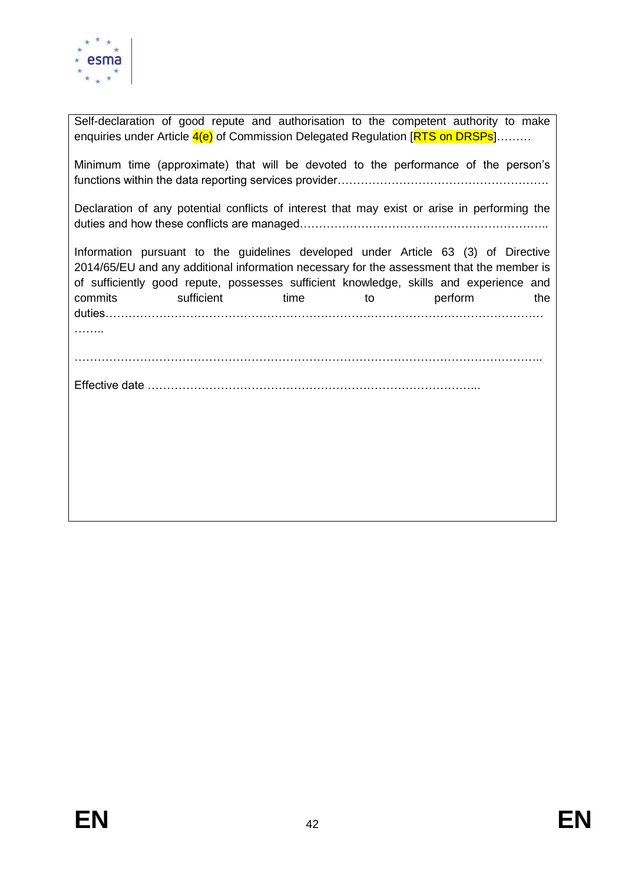Self-declaration of good repute and authorisation to the competent authority to make enquiries under Article 4(e) of Commission Delegated Regulation [RTS on DRSPs]………

Minimum time (approximate) that will be devoted to the performance of the person's functions within the data reporting services provider……………………………………………….

Declaration of any potential conflicts of interest that may exist or arise in performing the duties and how these conflicts are managed………………………………………………………..

Information pursuant to the guidelines developed under Article 63 (3) of Directive 2014/65/EU and any additional information necessary for the assessment that the member is of sufficiently good repute, possesses sufficient knowledge, skills and experience and commits sufficient time to perform the duties………………………………………………………………………………………………
……..

……………………………………………………………………………………………………………..

Effective date …………………………………………………………………………...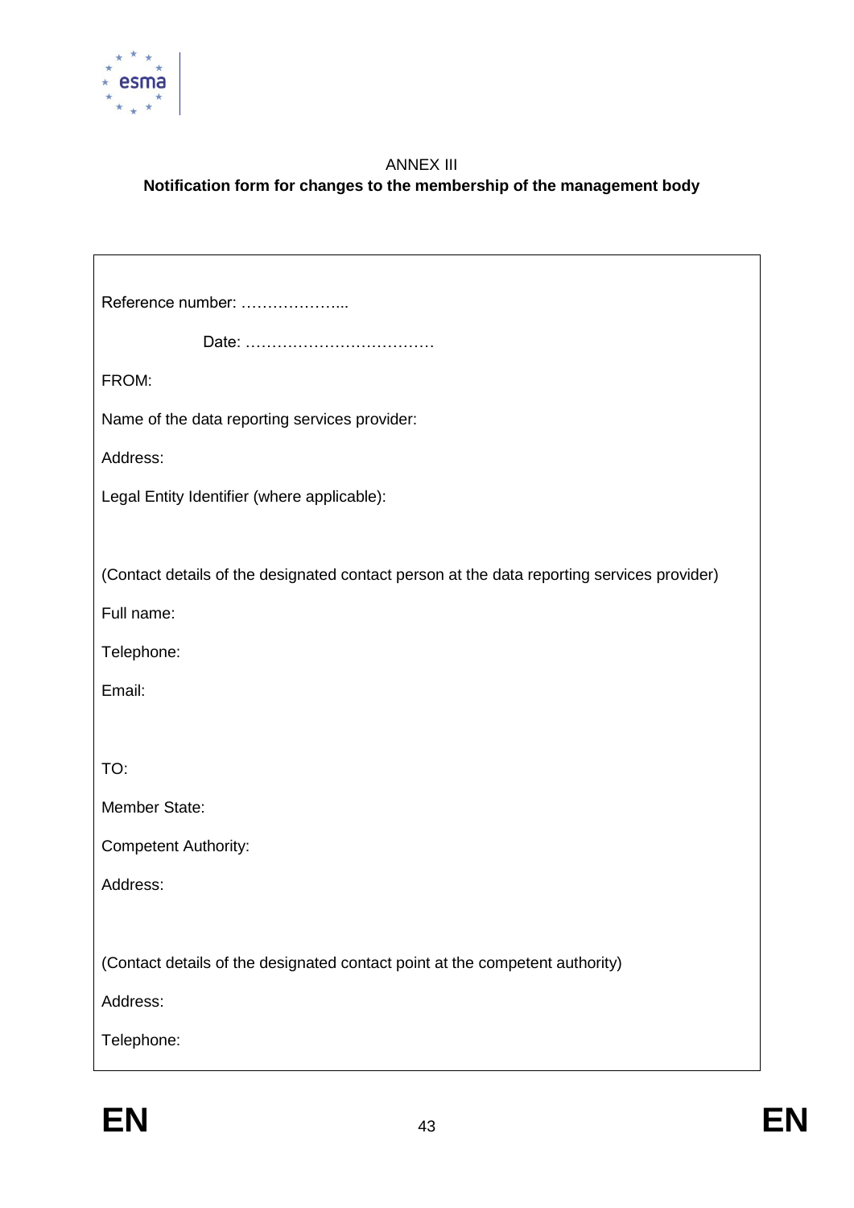ANNEX III

**Notification form for changes to the membership of the management body**

Reference number: ………………...

Date: ………………………………

FROM:

Name of the data reporting services provider:

Address:

Legal Entity Identifier (where applicable):

(Contact details of the designated contact person at the data reporting services provider)

Full name:

Telephone:

Email:

TO:

Member State:

Competent Authority:

Address:

(Contact details of the designated contact point at the competent authority)

Address:

Telephone: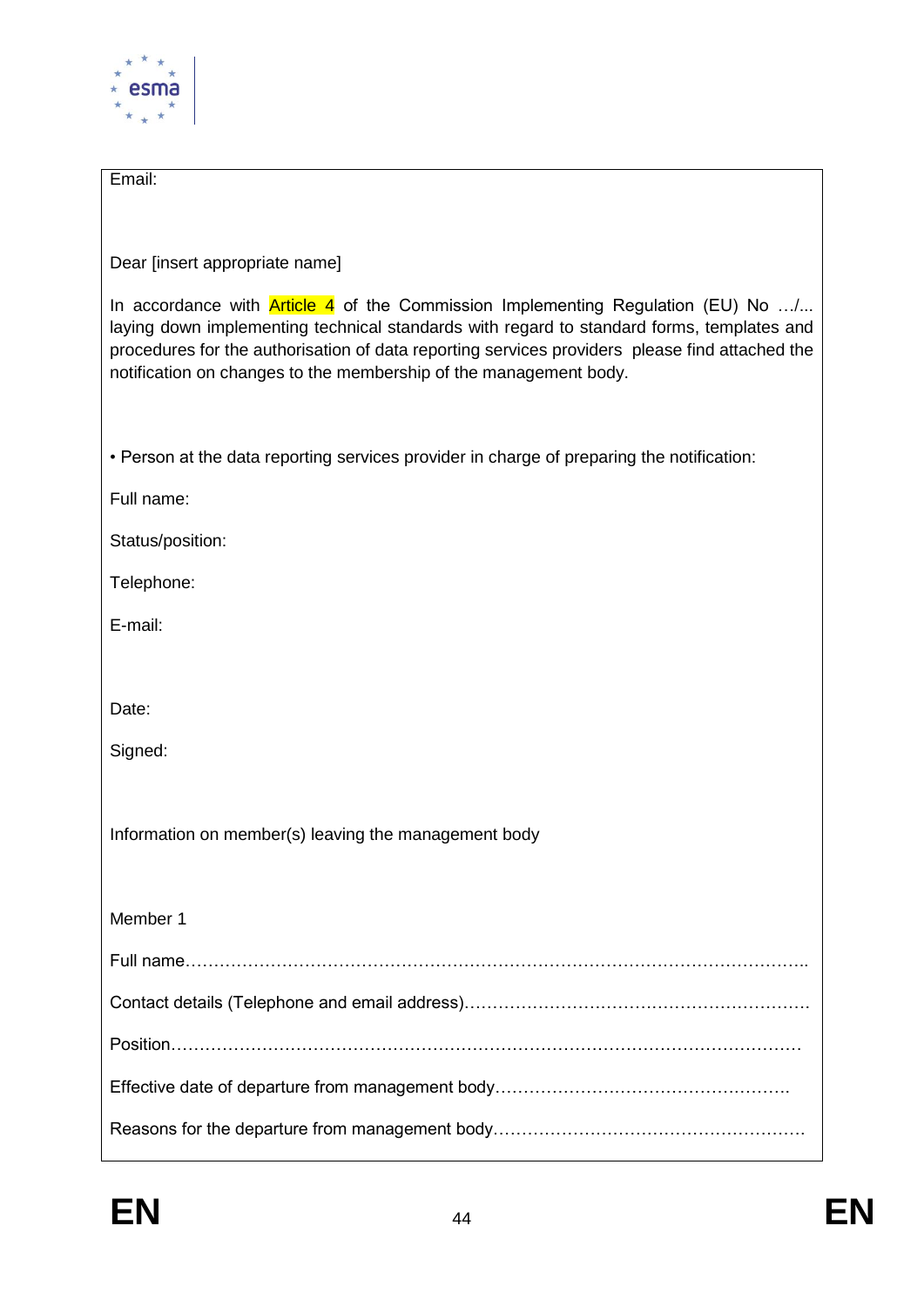Email:

Dear [insert appropriate name]

In accordance with Article 4 of the Commission Implementing Regulation (EU) No …/... laying down implementing technical standards with regard to standard forms, templates and procedures for the authorisation of data reporting services providers please find attached the notification on changes to the membership of the management body.

• Person at the data reporting services provider in charge of preparing the notification:

Full name:

Status/position:

Telephone:

E-mail:

Date:

Signed:

Information on member(s) leaving the management body

Member 1

Full name……………………………………………………………………………………………..

Contact details (Telephone and email address)…………………….………………………….…….

Position………………………………………………………………………………………………

Effective date of departure from management body……………….…………………………….

Reasons for the departure from management body………………………………………………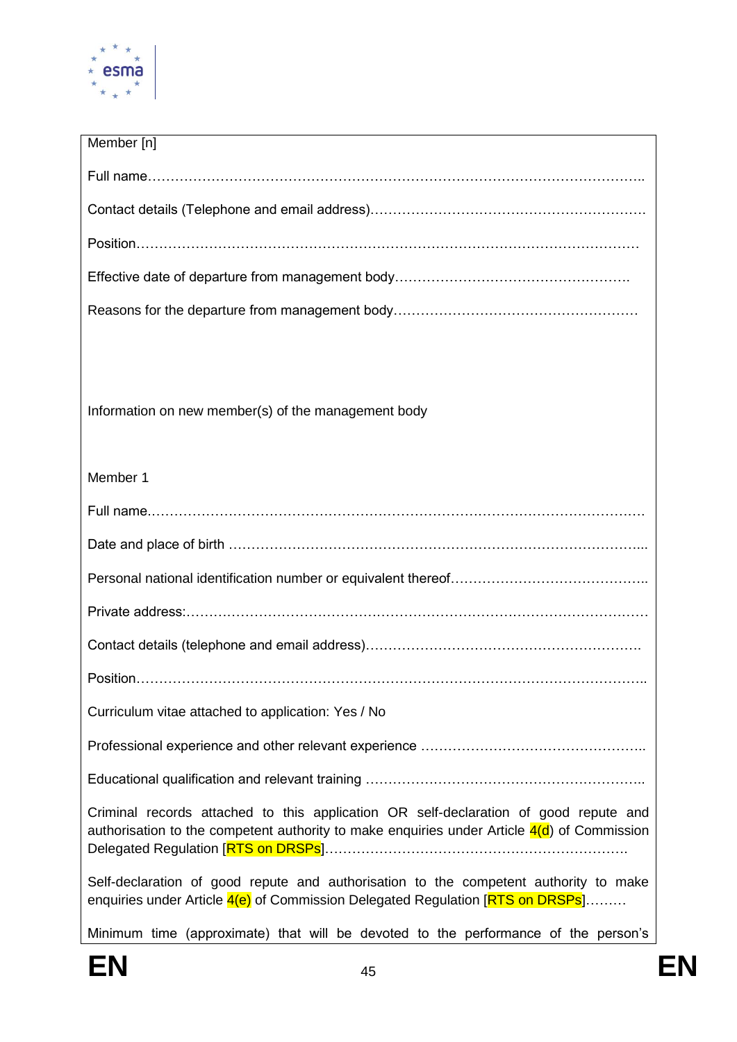Member [n]

Full name………………………………………………………………………………………………..

Contact details (Telephone and email address)…………………………………………………….

Position…………………………………………………………………………………………………

Effective date of departure from management body…………………………………………….

Reasons for the departure from management body………………………………………………

Information on new member(s) of the management body

Member 1

Full name………………………………………………………………………………………………

Date and place of birth ……………………………………………………………………………....

Personal national identification number or equivalent thereof……………………………………..

Private address:…………………………………………………………………………………………

Contact details (telephone and email address)…………………………………………………….

Position…………………………………………………………………………………………………..

Curriculum vitae attached to application: Yes / No

Professional experience and other relevant experience …………………………………………..

Educational qualification and relevant training ……………………………………………………..

Criminal records attached to this application OR self-declaration of good repute and authorisation to the competent authority to make enquiries under Article 4(d) of Commission Delegated Regulation [RTS on DRSPs]…………………………………………………………..

Self-declaration of good repute and authorisation to the competent authority to make enquiries under Article 4(e) of Commission Delegated Regulation [RTS on DRSPs]………

Minimum time (approximate) that will be devoted to the performance of the person's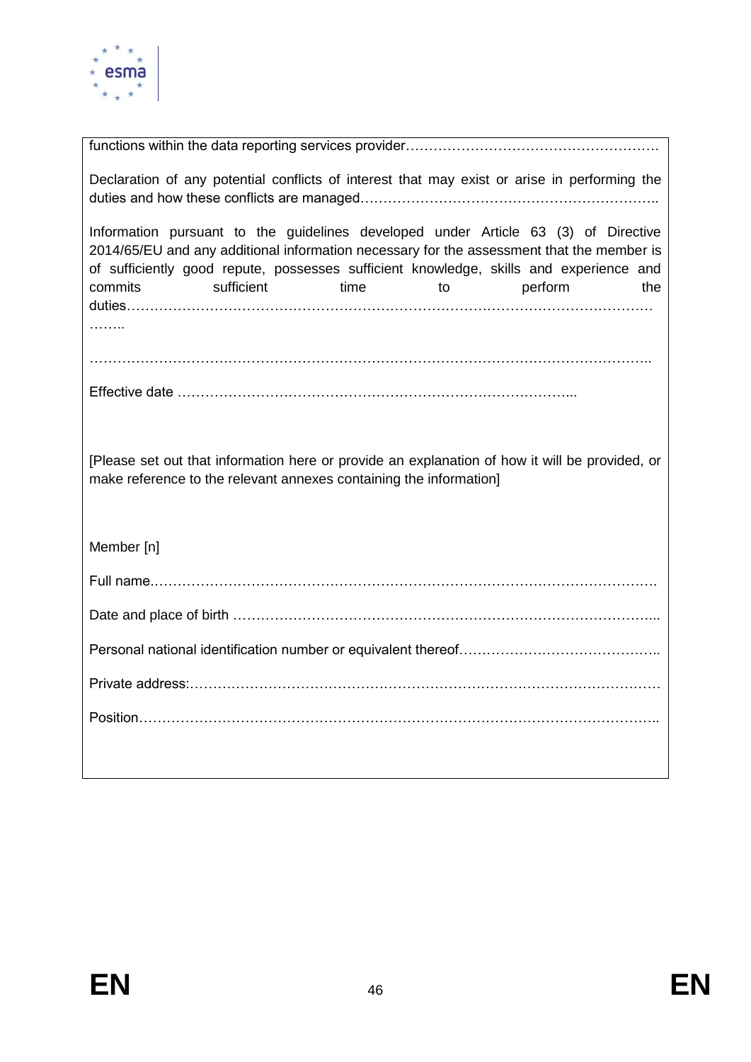functions within the data reporting services provider……………………………………………….

Declaration of any potential conflicts of interest that may exist or arise in performing the duties and how these conflicts are managed………………………………………………………..

Information pursuant to the guidelines developed under Article 63 (3) of Directive 2014/65/EU and any additional information necessary for the assessment that the member is of sufficiently good repute, possesses sufficient knowledge, skills and experience and commits sufficient time to perform the duties……………………………………………………………………………………………………..

……………………………………………………………………………………………………………..

Effective date ……………………………………………………………………………...

[Please set out that information here or provide an explanation of how it will be provided, or make reference to the relevant annexes containing the information]

Member [n]

Full name…………………………………………………………………………………………………

Date and place of birth ……………………………………………………………………………....

Personal national identification number or equivalent thereof……………………………………..

Private address:…………………………………………………………………………………………

Position……………………………………………………………………………………………………..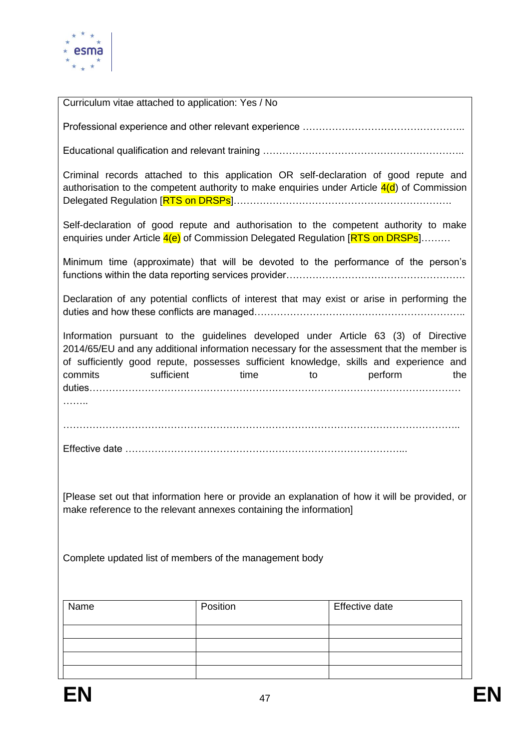Curriculum vitae attached to application: Yes / No

Professional experience and other relevant experience …………………………………………..

Educational qualification and relevant training ……………………………………………………..

Criminal records attached to this application OR self-declaration of good repute and authorisation to the competent authority to make enquiries under Article 4(d) of Commission Delegated Regulation [RTS on DRSPs]………………………………………………………….

Self-declaration of good repute and authorisation to the competent authority to make enquiries under Article 4(e) of Commission Delegated Regulation [RTS on DRSPs]………

Minimum time (approximate) that will be devoted to the performance of the person's functions within the data reporting services provider……………………………………………….

Declaration of any potential conflicts of interest that may exist or arise in performing the duties and how these conflicts are managed………………………………………………………..

Information pursuant to the guidelines developed under Article 63 (3) of Directive 2014/65/EU and any additional information necessary for the assessment that the member is of sufficiently good repute, possesses sufficient knowledge, skills and experience and commits sufficient time to perform the duties……………………………………………………………………………………………………

……..

…………………………………………………………………………………………………………..

Effective date …………………………………………………………………………...

[Please set out that information here or provide an explanation of how it will be provided, or make reference to the relevant annexes containing the information]

Complete updated list of members of the management body

| Name | Position | Effective date |
| --- | --- | --- |
| | | |
| | | |
| | | |
| | | |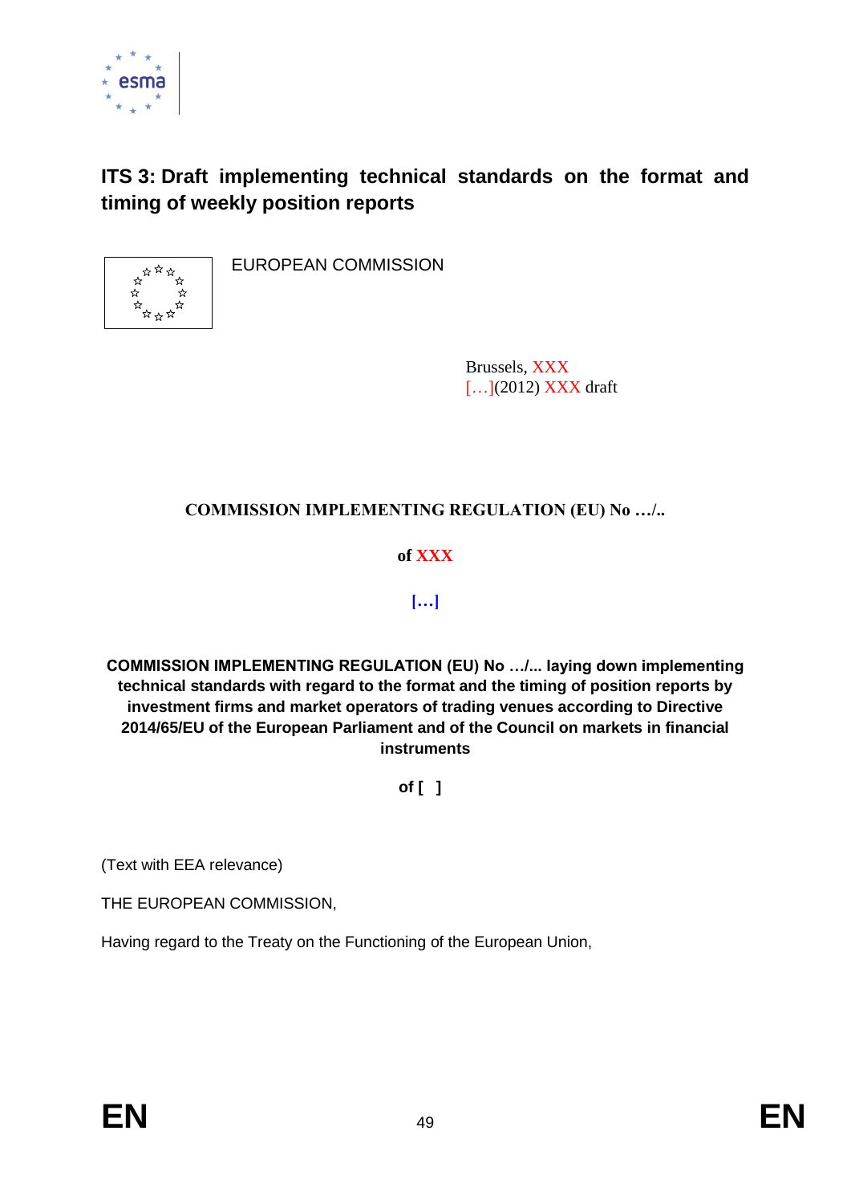# ITS 3: Draft implementing technical standards on the format and timing of weekly position reports

EUROPEAN COMMISSION

Brussels, XXX
[…](2012) XXX draft

**COMMISSION IMPLEMENTING REGULATION (EU) No …/..**

**of XXX**

**[…]**

**COMMISSION IMPLEMENTING REGULATION (EU) No …/... laying down implementing technical standards with regard to the format and the timing of position reports by investment firms and market operators of trading venues according to Directive 2014/65/EU of the European Parliament and of the Council on markets in financial instruments**

**of [ ]**

(Text with EEA relevance)

THE EUROPEAN COMMISSION,

Having regard to the Treaty on the Functioning of the European Union,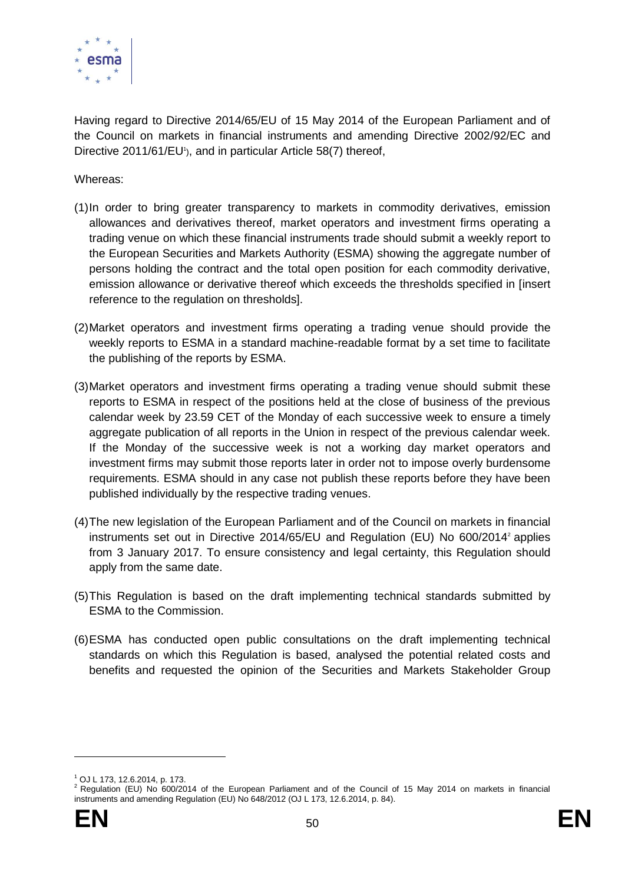Having regard to Directive 2014/65/EU of 15 May 2014 of the European Parliament and of the Council on markets in financial instruments and amending Directive 2002/92/EC and Directive 2011/61/EU[1]), and in particular Article 58(7) thereof,

Whereas:

(1) In order to bring greater transparency to markets in commodity derivatives, emission allowances and derivatives thereof, market operators and investment firms operating a trading venue on which these financial instruments trade should submit a weekly report to the European Securities and Markets Authority (ESMA) showing the aggregate number of persons holding the contract and the total open position for each commodity derivative, emission allowance or derivative thereof which exceeds the thresholds specified in [insert reference to the regulation on thresholds].

(2) Market operators and investment firms operating a trading venue should provide the weekly reports to ESMA in a standard machine-readable format by a set time to facilitate the publishing of the reports by ESMA.

(3) Market operators and investment firms operating a trading venue should submit these reports to ESMA in respect of the positions held at the close of business of the previous calendar week by 23.59 CET of the Monday of each successive week to ensure a timely aggregate publication of all reports in the Union in respect of the previous calendar week. If the Monday of the successive week is not a working day market operators and investment firms may submit those reports later in order not to impose overly burdensome requirements. ESMA should in any case not publish these reports before they have been published individually by the respective trading venues.

(4) The new legislation of the European Parliament and of the Council on markets in financial instruments set out in Directive 2014/65/EU and Regulation (EU) No 600/2014[2] applies from 3 January 2017. To ensure consistency and legal certainty, this Regulation should apply from the same date.

(5) This Regulation is based on the draft implementing technical standards submitted by ESMA to the Commission.

(6) ESMA has conducted open public consultations on the draft implementing technical standards on which this Regulation is based, analysed the potential related costs and benefits and requested the opinion of the Securities and Markets Stakeholder Group

---

[1] OJ L 173, 12.6.2014, p. 173.

[2] Regulation (EU) No 600/2014 of the European Parliament and of the Council of 15 May 2014 on markets in financial instruments and amending Regulation (EU) No 648/2012 (OJ L 173, 12.6.2014, p. 84).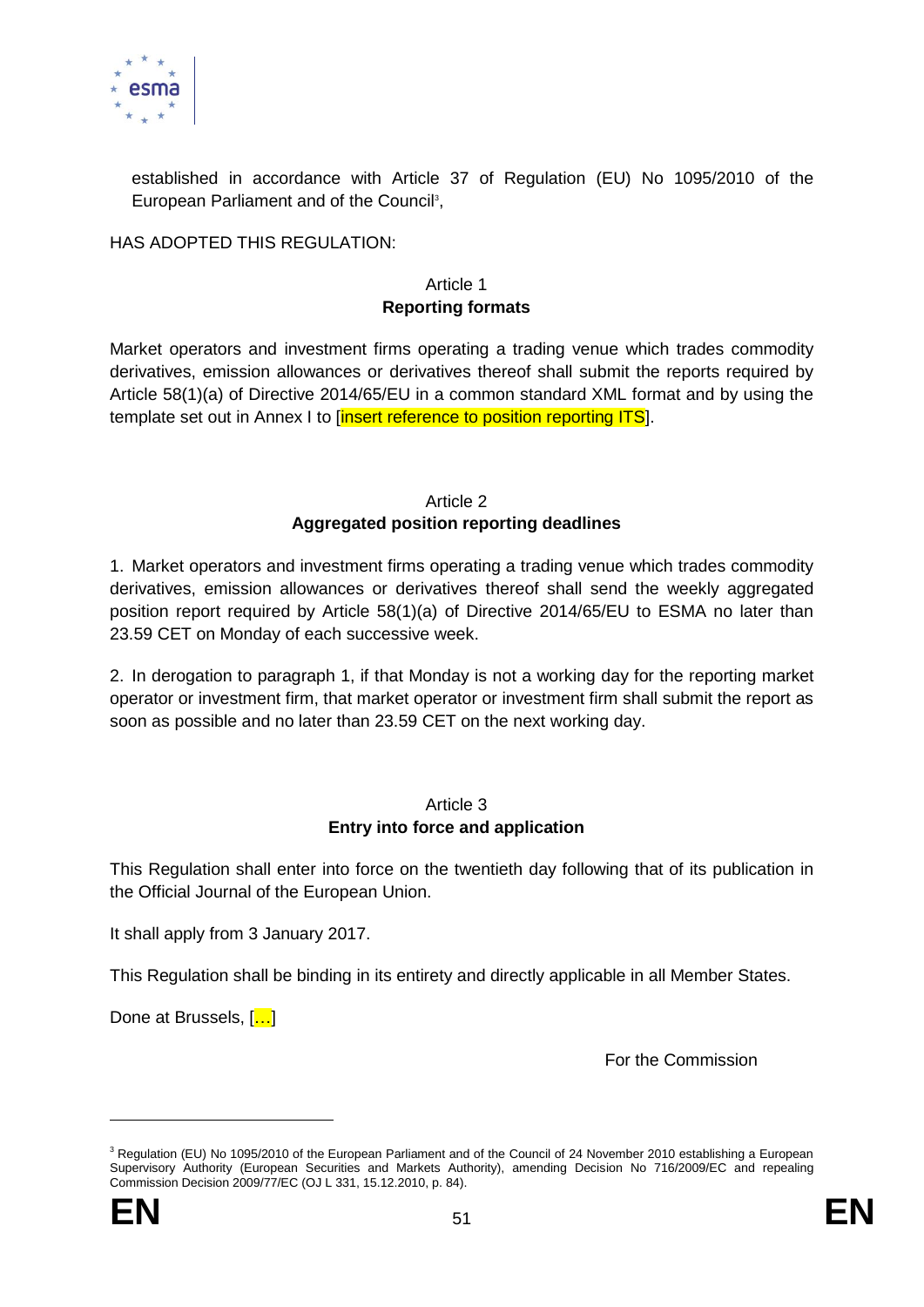established in accordance with Article 37 of Regulation (EU) No 1095/2010 of the European Parliament and of the Council[3],

HAS ADOPTED THIS REGULATION:

Article 1
**Reporting formats**

Market operators and investment firms operating a trading venue which trades commodity derivatives, emission allowances or derivatives thereof shall submit the reports required by Article 58(1)(a) of Directive 2014/65/EU in a common standard XML format and by using the template set out in Annex I to [insert reference to position reporting ITS].

Article 2
**Aggregated position reporting deadlines**

1. Market operators and investment firms operating a trading venue which trades commodity derivatives, emission allowances or derivatives thereof shall send the weekly aggregated position report required by Article 58(1)(a) of Directive 2014/65/EU to ESMA no later than 23.59 CET on Monday of each successive week.

2. In derogation to paragraph 1, if that Monday is not a working day for the reporting market operator or investment firm, that market operator or investment firm shall submit the report as soon as possible and no later than 23.59 CET on the next working day.

Article 3
**Entry into force and application**

This Regulation shall enter into force on the twentieth day following that of its publication in the Official Journal of the European Union.

It shall apply from 3 January 2017.

This Regulation shall be binding in its entirety and directly applicable in all Member States.

Done at Brussels, […]

For the Commission

---

[3] Regulation (EU) No 1095/2010 of the European Parliament and of the Council of 24 November 2010 establishing a European Supervisory Authority (European Securities and Markets Authority), amending Decision No 716/2009/EC and repealing Commission Decision 2009/77/EC (OJ L 331, 15.12.2010, p. 84).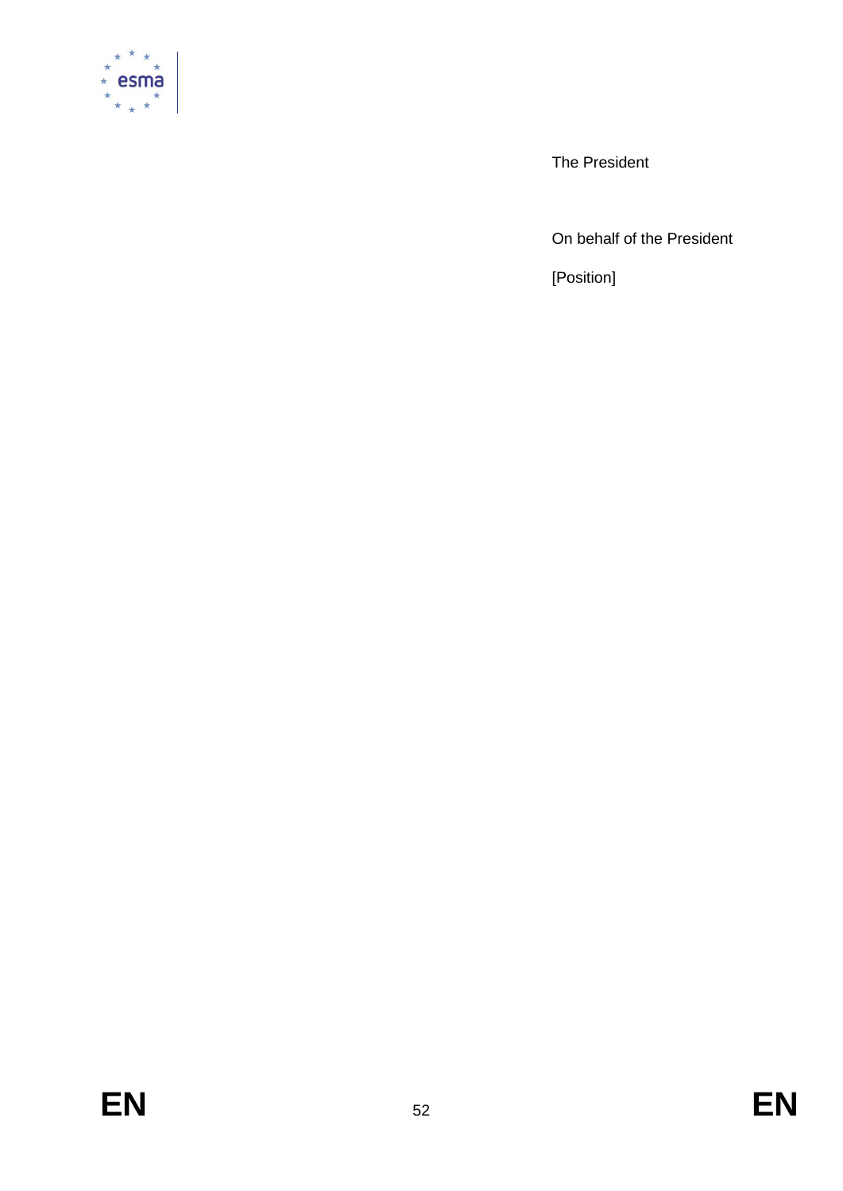The President

On behalf of the President

[Position]